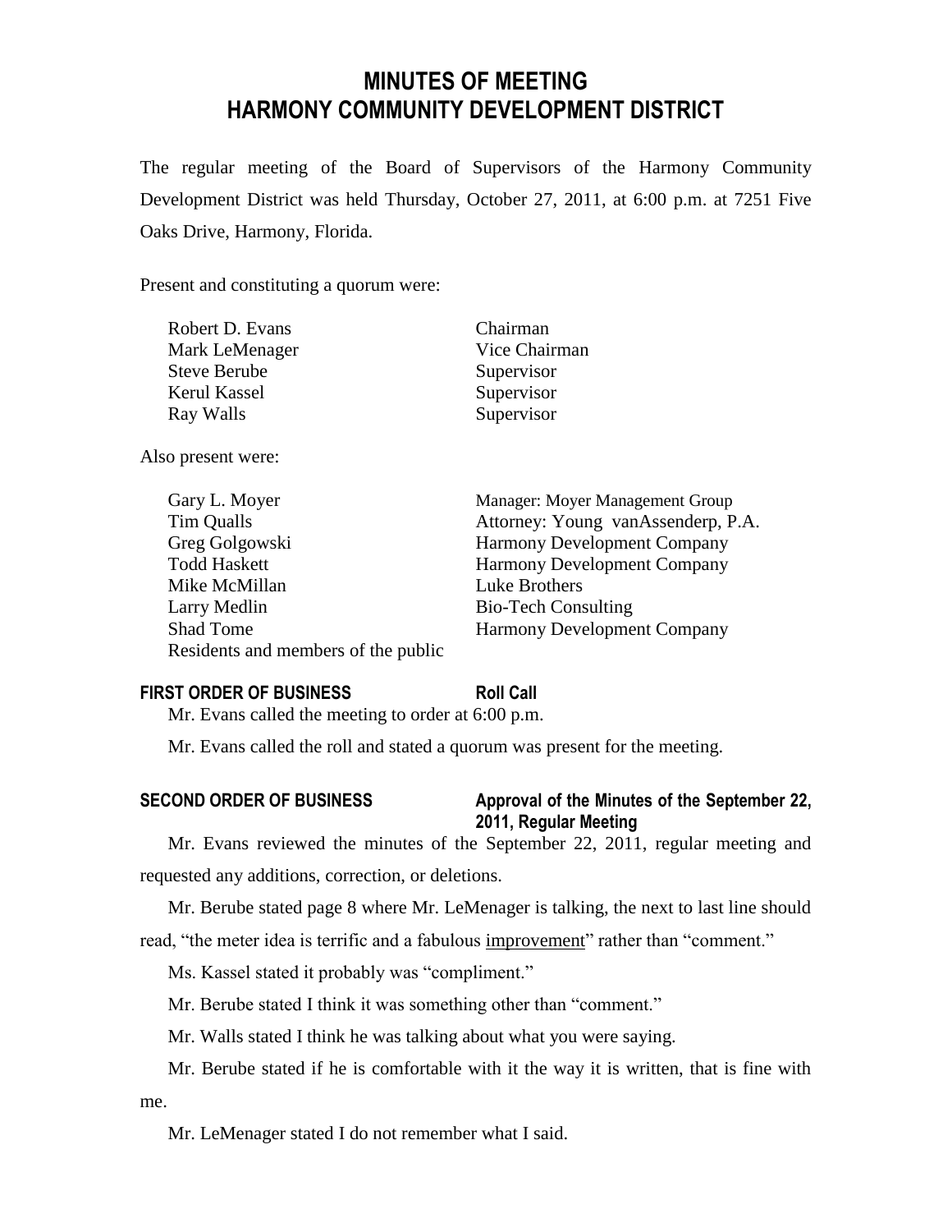# MINUTES OF MEETING
# HARMONY COMMUNITY DEVELOPMENT DISTRICT

The regular meeting of the Board of Supervisors of the Harmony Community Development District was held Thursday, October 27, 2011, at 6:00 p.m. at 7251 Five Oaks Drive, Harmony, Florida.

Present and constituting a quorum were:

| | |
|---|---|
| Robert D. Evans | Chairman |
| Mark LeMenager | Vice Chairman |
| Steve Berube | Supervisor |
| Kerul Kassel | Supervisor |
| Ray Walls | Supervisor |

Also present were:

| | |
|---|---|
| Gary L. Moyer | Manager: Moyer Management Group |
| Tim Qualls | Attorney: Young vanAssenderp, P.A. |
| Greg Golgowski | Harmony Development Company |
| Todd Haskett | Harmony Development Company |
| Mike McMillan | Luke Brothers |
| Larry Medlin | Bio-Tech Consulting |
| Shad Tome | Harmony Development Company |
| Residents and members of the public | |

**FIRST ORDER OF BUSINESS** **Roll Call**

Mr. Evans called the meeting to order at 6:00 p.m.

Mr. Evans called the roll and stated a quorum was present for the meeting.

**SECOND ORDER OF BUSINESS** **Approval of the Minutes of the September 22, 2011, Regular Meeting**

Mr. Evans reviewed the minutes of the September 22, 2011, regular meeting and requested any additions, correction, or deletions.

Mr. Berube stated page 8 where Mr. LeMenager is talking, the next to last line should read, "the meter idea is terrific and a fabulous <u>improvement</u>" rather than "comment."

Ms. Kassel stated it probably was "compliment."

Mr. Berube stated I think it was something other than "comment."

Mr. Walls stated I think he was talking about what you were saying.

Mr. Berube stated if he is comfortable with it the way it is written, that is fine with me.

Mr. LeMenager stated I do not remember what I said.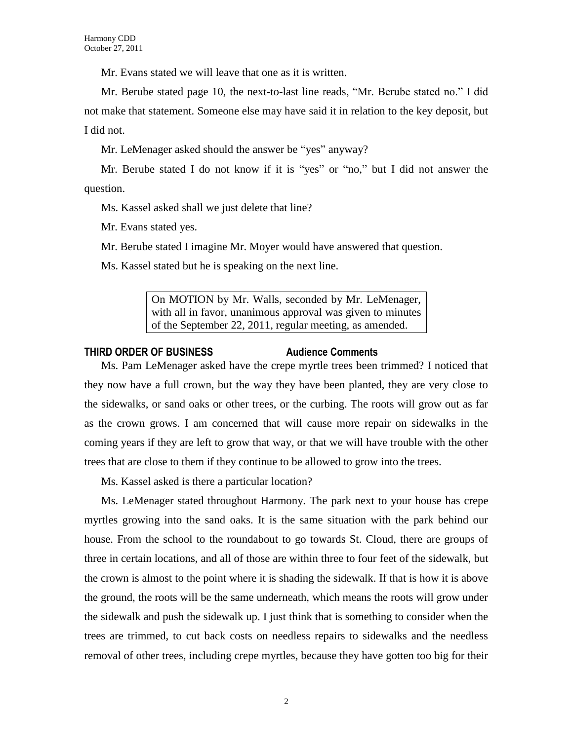Mr. Evans stated we will leave that one as it is written.

Mr. Berube stated page 10, the next-to-last line reads, "Mr. Berube stated no." I did not make that statement. Someone else may have said it in relation to the key deposit, but I did not.

Mr. LeMenager asked should the answer be "yes" anyway?

Mr. Berube stated I do not know if it is "yes" or "no," but I did not answer the question.

Ms. Kassel asked shall we just delete that line?

Mr. Evans stated yes.

Mr. Berube stated I imagine Mr. Moyer would have answered that question.

Ms. Kassel stated but he is speaking on the next line.

> On MOTION by Mr. Walls, seconded by Mr. LeMenager, with all in favor, unanimous approval was given to minutes of the September 22, 2011, regular meeting, as amended.

**THIRD ORDER OF BUSINESS Audience Comments**

Ms. Pam LeMenager asked have the crepe myrtle trees been trimmed? I noticed that they now have a full crown, but the way they have been planted, they are very close to the sidewalks, or sand oaks or other trees, or the curbing. The roots will grow out as far as the crown grows. I am concerned that will cause more repair on sidewalks in the coming years if they are left to grow that way, or that we will have trouble with the other trees that are close to them if they continue to be allowed to grow into the trees.

Ms. Kassel asked is there a particular location?

Ms. LeMenager stated throughout Harmony. The park next to your house has crepe myrtles growing into the sand oaks. It is the same situation with the park behind our house. From the school to the roundabout to go towards St. Cloud, there are groups of three in certain locations, and all of those are within three to four feet of the sidewalk, but the crown is almost to the point where it is shading the sidewalk. If that is how it is above the ground, the roots will be the same underneath, which means the roots will grow under the sidewalk and push the sidewalk up. I just think that is something to consider when the trees are trimmed, to cut back costs on needless repairs to sidewalks and the needless removal of other trees, including crepe myrtles, because they have gotten too big for their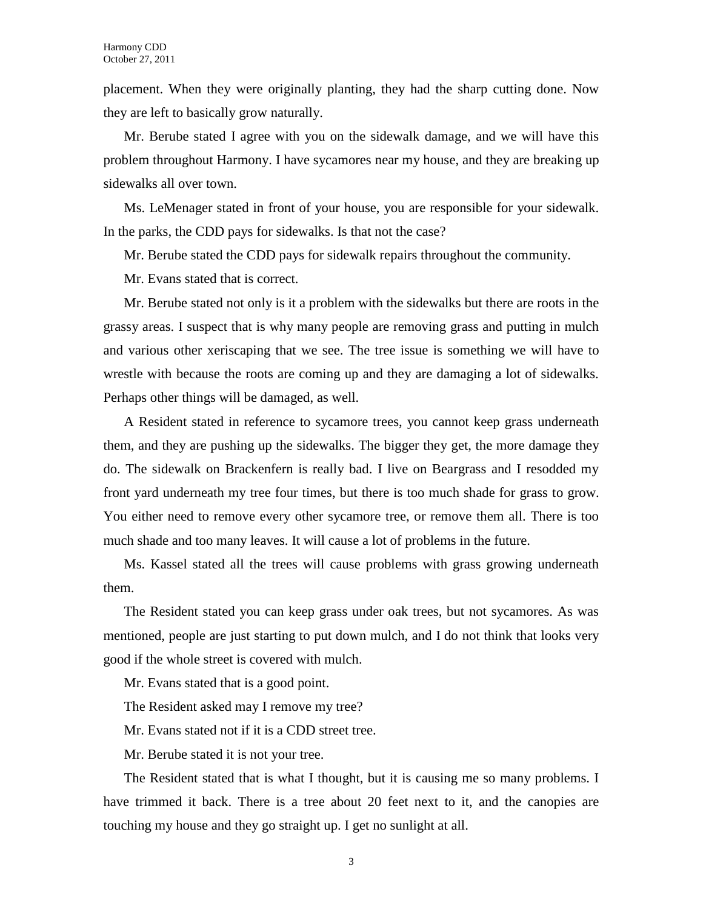placement. When they were originally planting, they had the sharp cutting done. Now they are left to basically grow naturally.

Mr. Berube stated I agree with you on the sidewalk damage, and we will have this problem throughout Harmony. I have sycamores near my house, and they are breaking up sidewalks all over town.

Ms. LeMenager stated in front of your house, you are responsible for your sidewalk. In the parks, the CDD pays for sidewalks. Is that not the case?

Mr. Berube stated the CDD pays for sidewalk repairs throughout the community.

Mr. Evans stated that is correct.

Mr. Berube stated not only is it a problem with the sidewalks but there are roots in the grassy areas. I suspect that is why many people are removing grass and putting in mulch and various other xeriscaping that we see. The tree issue is something we will have to wrestle with because the roots are coming up and they are damaging a lot of sidewalks. Perhaps other things will be damaged, as well.

A Resident stated in reference to sycamore trees, you cannot keep grass underneath them, and they are pushing up the sidewalks. The bigger they get, the more damage they do. The sidewalk on Brackenfern is really bad. I live on Beargrass and I resodded my front yard underneath my tree four times, but there is too much shade for grass to grow. You either need to remove every other sycamore tree, or remove them all. There is too much shade and too many leaves. It will cause a lot of problems in the future.

Ms. Kassel stated all the trees will cause problems with grass growing underneath them.

The Resident stated you can keep grass under oak trees, but not sycamores. As was mentioned, people are just starting to put down mulch, and I do not think that looks very good if the whole street is covered with mulch.

Mr. Evans stated that is a good point.

The Resident asked may I remove my tree?

Mr. Evans stated not if it is a CDD street tree.

Mr. Berube stated it is not your tree.

The Resident stated that is what I thought, but it is causing me so many problems. I have trimmed it back. There is a tree about 20 feet next to it, and the canopies are touching my house and they go straight up. I get no sunlight at all.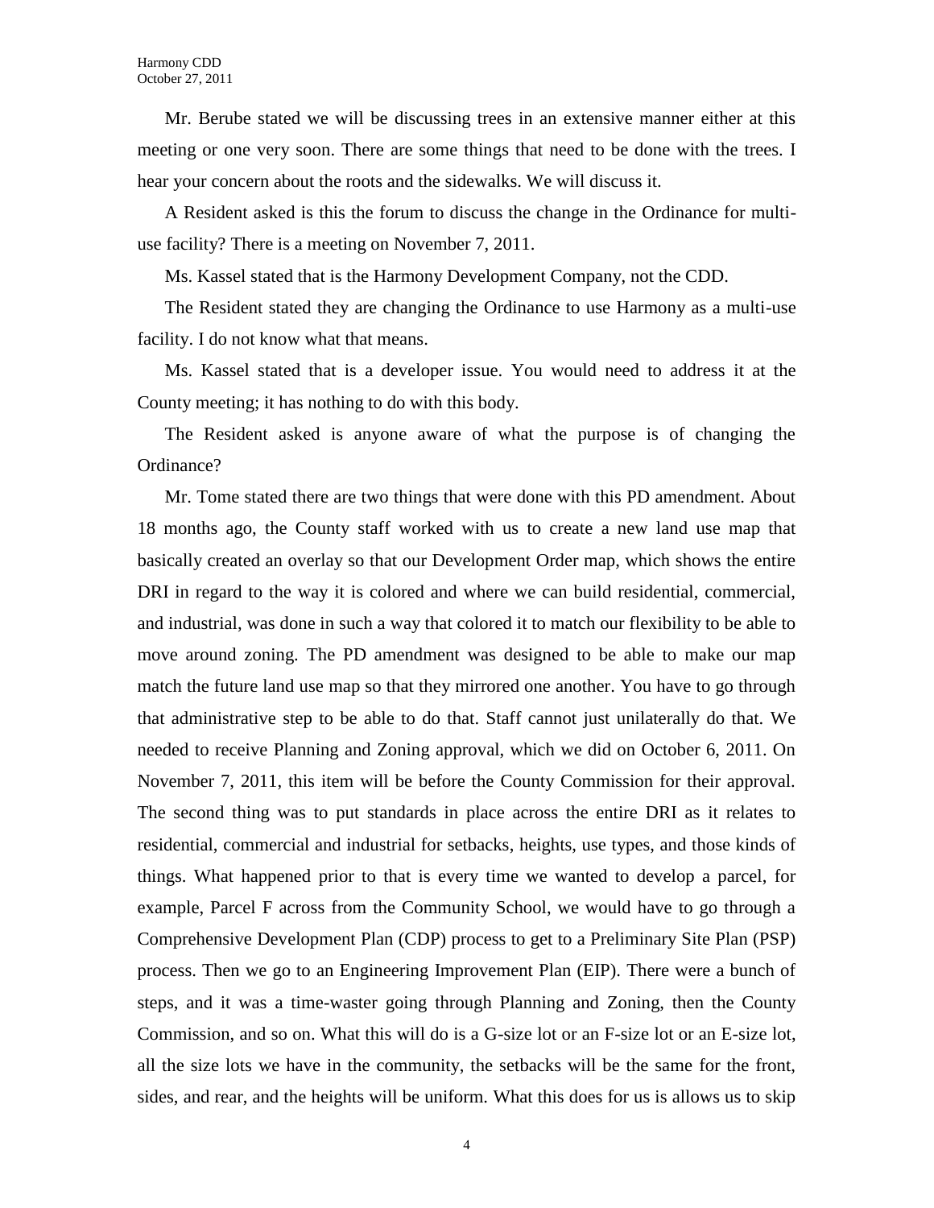Mr. Berube stated we will be discussing trees in an extensive manner either at this meeting or one very soon. There are some things that need to be done with the trees. I hear your concern about the roots and the sidewalks. We will discuss it.

A Resident asked is this the forum to discuss the change in the Ordinance for multi-use facility? There is a meeting on November 7, 2011.

Ms. Kassel stated that is the Harmony Development Company, not the CDD.

The Resident stated they are changing the Ordinance to use Harmony as a multi-use facility. I do not know what that means.

Ms. Kassel stated that is a developer issue. You would need to address it at the County meeting; it has nothing to do with this body.

The Resident asked is anyone aware of what the purpose is of changing the Ordinance?

Mr. Tome stated there are two things that were done with this PD amendment. About 18 months ago, the County staff worked with us to create a new land use map that basically created an overlay so that our Development Order map, which shows the entire DRI in regard to the way it is colored and where we can build residential, commercial, and industrial, was done in such a way that colored it to match our flexibility to be able to move around zoning. The PD amendment was designed to be able to make our map match the future land use map so that they mirrored one another. You have to go through that administrative step to be able to do that. Staff cannot just unilaterally do that. We needed to receive Planning and Zoning approval, which we did on October 6, 2011. On November 7, 2011, this item will be before the County Commission for their approval. The second thing was to put standards in place across the entire DRI as it relates to residential, commercial and industrial for setbacks, heights, use types, and those kinds of things. What happened prior to that is every time we wanted to develop a parcel, for example, Parcel F across from the Community School, we would have to go through a Comprehensive Development Plan (CDP) process to get to a Preliminary Site Plan (PSP) process. Then we go to an Engineering Improvement Plan (EIP). There were a bunch of steps, and it was a time-waster going through Planning and Zoning, then the County Commission, and so on. What this will do is a G-size lot or an F-size lot or an E-size lot, all the size lots we have in the community, the setbacks will be the same for the front, sides, and rear, and the heights will be uniform. What this does for us is allows us to skip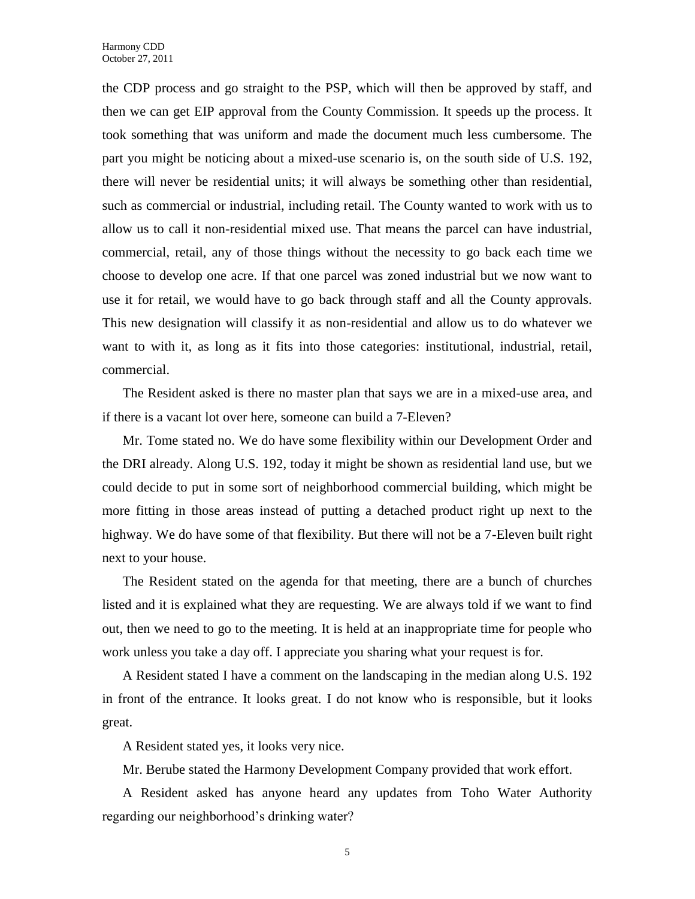the CDP process and go straight to the PSP, which will then be approved by staff, and then we can get EIP approval from the County Commission. It speeds up the process. It took something that was uniform and made the document much less cumbersome. The part you might be noticing about a mixed-use scenario is, on the south side of U.S. 192, there will never be residential units; it will always be something other than residential, such as commercial or industrial, including retail. The County wanted to work with us to allow us to call it non-residential mixed use. That means the parcel can have industrial, commercial, retail, any of those things without the necessity to go back each time we choose to develop one acre. If that one parcel was zoned industrial but we now want to use it for retail, we would have to go back through staff and all the County approvals. This new designation will classify it as non-residential and allow us to do whatever we want to with it, as long as it fits into those categories: institutional, industrial, retail, commercial.

The Resident asked is there no master plan that says we are in a mixed-use area, and if there is a vacant lot over here, someone can build a 7-Eleven?

Mr. Tome stated no. We do have some flexibility within our Development Order and the DRI already. Along U.S. 192, today it might be shown as residential land use, but we could decide to put in some sort of neighborhood commercial building, which might be more fitting in those areas instead of putting a detached product right up next to the highway. We do have some of that flexibility. But there will not be a 7-Eleven built right next to your house.

The Resident stated on the agenda for that meeting, there are a bunch of churches listed and it is explained what they are requesting. We are always told if we want to find out, then we need to go to the meeting. It is held at an inappropriate time for people who work unless you take a day off. I appreciate you sharing what your request is for.

A Resident stated I have a comment on the landscaping in the median along U.S. 192 in front of the entrance. It looks great. I do not know who is responsible, but it looks great.

A Resident stated yes, it looks very nice.

Mr. Berube stated the Harmony Development Company provided that work effort.

A Resident asked has anyone heard any updates from Toho Water Authority regarding our neighborhood's drinking water?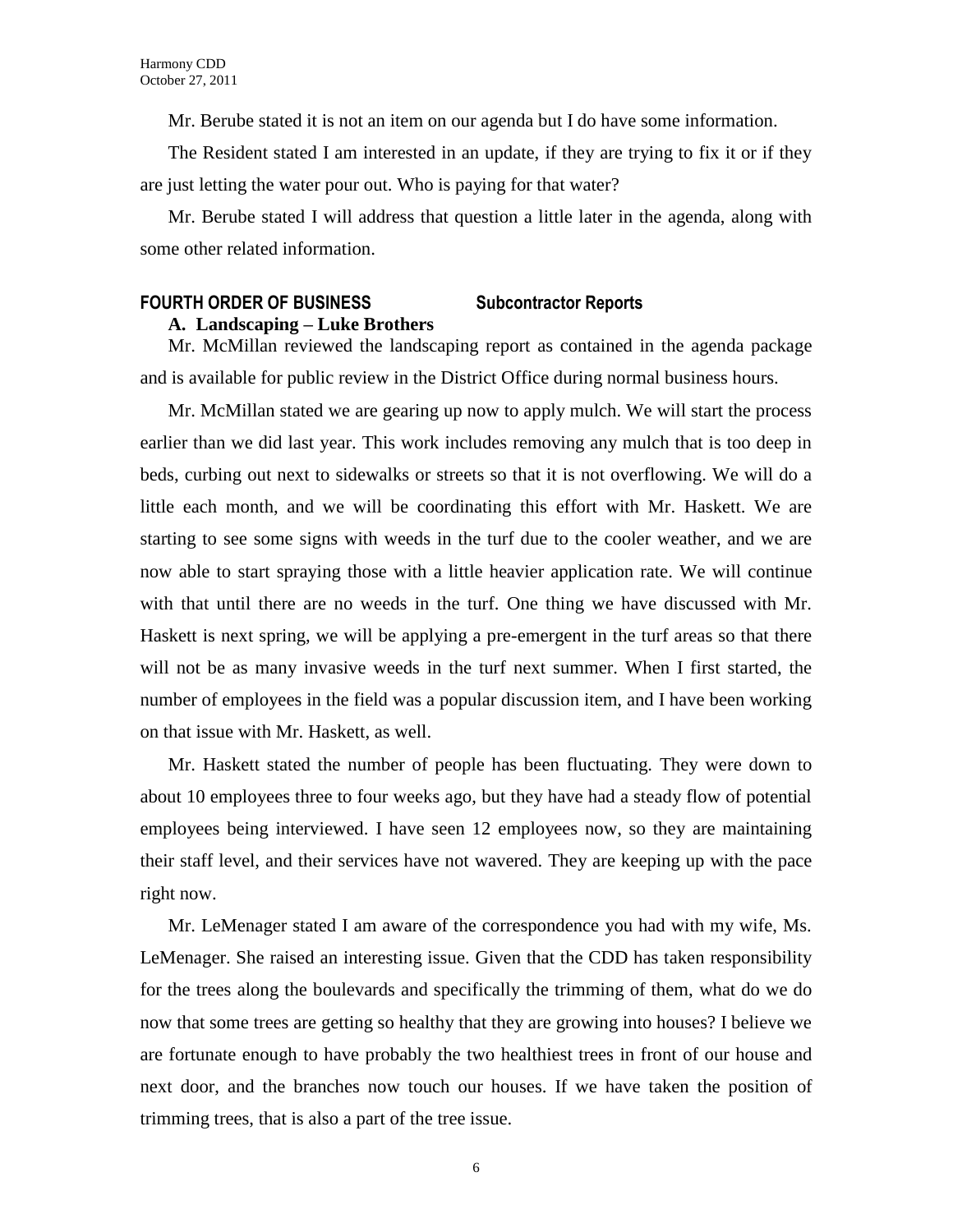Mr. Berube stated it is not an item on our agenda but I do have some information.

The Resident stated I am interested in an update, if they are trying to fix it or if they are just letting the water pour out. Who is paying for that water?

Mr. Berube stated I will address that question a little later in the agenda, along with some other related information.

## FOURTH ORDER OF BUSINESS Subcontractor Reports

### A. Landscaping – Luke Brothers

Mr. McMillan reviewed the landscaping report as contained in the agenda package and is available for public review in the District Office during normal business hours.

Mr. McMillan stated we are gearing up now to apply mulch. We will start the process earlier than we did last year. This work includes removing any mulch that is too deep in beds, curbing out next to sidewalks or streets so that it is not overflowing. We will do a little each month, and we will be coordinating this effort with Mr. Haskett. We are starting to see some signs with weeds in the turf due to the cooler weather, and we are now able to start spraying those with a little heavier application rate. We will continue with that until there are no weeds in the turf. One thing we have discussed with Mr. Haskett is next spring, we will be applying a pre-emergent in the turf areas so that there will not be as many invasive weeds in the turf next summer. When I first started, the number of employees in the field was a popular discussion item, and I have been working on that issue with Mr. Haskett, as well.

Mr. Haskett stated the number of people has been fluctuating. They were down to about 10 employees three to four weeks ago, but they have had a steady flow of potential employees being interviewed. I have seen 12 employees now, so they are maintaining their staff level, and their services have not wavered. They are keeping up with the pace right now.

Mr. LeMenager stated I am aware of the correspondence you had with my wife, Ms. LeMenager. She raised an interesting issue. Given that the CDD has taken responsibility for the trees along the boulevards and specifically the trimming of them, what do we do now that some trees are getting so healthy that they are growing into houses? I believe we are fortunate enough to have probably the two healthiest trees in front of our house and next door, and the branches now touch our houses. If we have taken the position of trimming trees, that is also a part of the tree issue.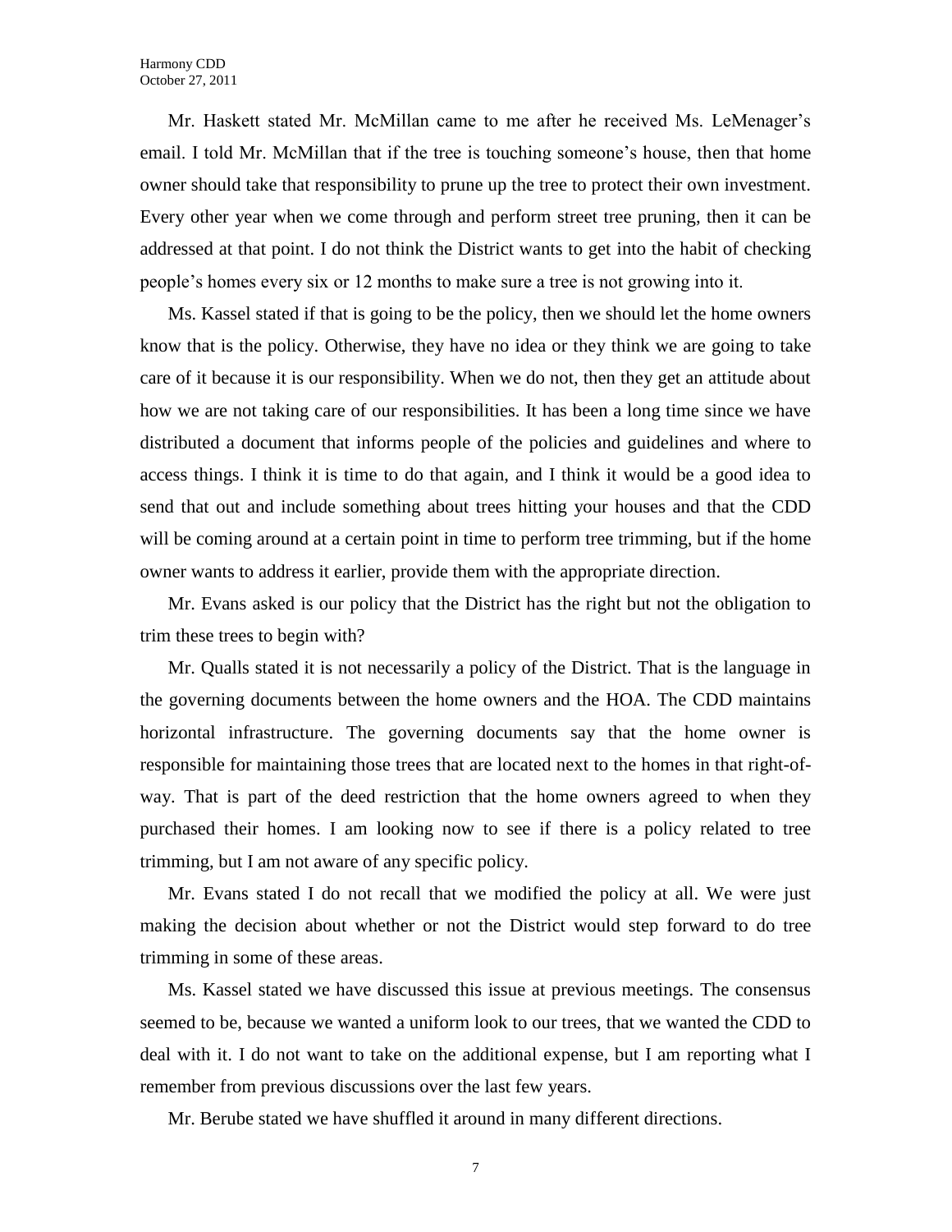Mr. Haskett stated Mr. McMillan came to me after he received Ms. LeMenager's email. I told Mr. McMillan that if the tree is touching someone's house, then that home owner should take that responsibility to prune up the tree to protect their own investment. Every other year when we come through and perform street tree pruning, then it can be addressed at that point. I do not think the District wants to get into the habit of checking people's homes every six or 12 months to make sure a tree is not growing into it.

Ms. Kassel stated if that is going to be the policy, then we should let the home owners know that is the policy. Otherwise, they have no idea or they think we are going to take care of it because it is our responsibility. When we do not, then they get an attitude about how we are not taking care of our responsibilities. It has been a long time since we have distributed a document that informs people of the policies and guidelines and where to access things. I think it is time to do that again, and I think it would be a good idea to send that out and include something about trees hitting your houses and that the CDD will be coming around at a certain point in time to perform tree trimming, but if the home owner wants to address it earlier, provide them with the appropriate direction.

Mr. Evans asked is our policy that the District has the right but not the obligation to trim these trees to begin with?

Mr. Qualls stated it is not necessarily a policy of the District. That is the language in the governing documents between the home owners and the HOA. The CDD maintains horizontal infrastructure. The governing documents say that the home owner is responsible for maintaining those trees that are located next to the homes in that right-of-way. That is part of the deed restriction that the home owners agreed to when they purchased their homes. I am looking now to see if there is a policy related to tree trimming, but I am not aware of any specific policy.

Mr. Evans stated I do not recall that we modified the policy at all. We were just making the decision about whether or not the District would step forward to do tree trimming in some of these areas.

Ms. Kassel stated we have discussed this issue at previous meetings. The consensus seemed to be, because we wanted a uniform look to our trees, that we wanted the CDD to deal with it. I do not want to take on the additional expense, but I am reporting what I remember from previous discussions over the last few years.

Mr. Berube stated we have shuffled it around in many different directions.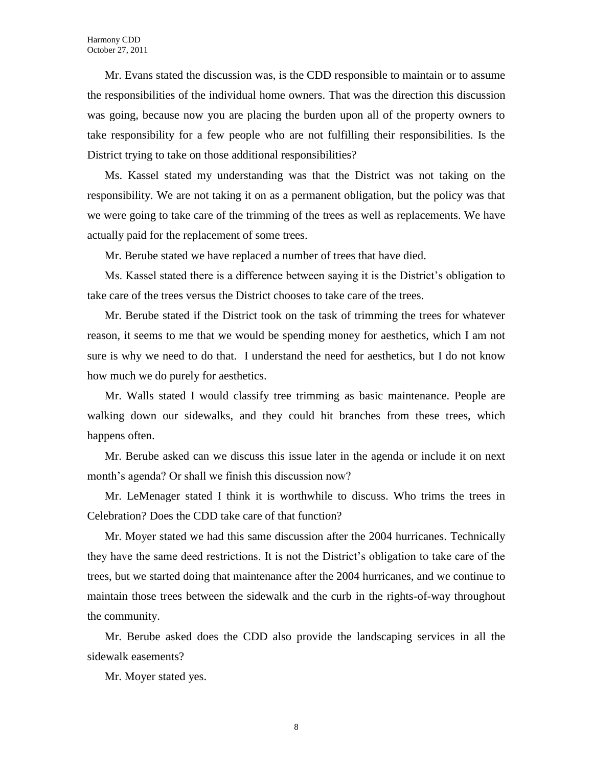Mr. Evans stated the discussion was, is the CDD responsible to maintain or to assume the responsibilities of the individual home owners. That was the direction this discussion was going, because now you are placing the burden upon all of the property owners to take responsibility for a few people who are not fulfilling their responsibilities. Is the District trying to take on those additional responsibilities?

Ms. Kassel stated my understanding was that the District was not taking on the responsibility. We are not taking it on as a permanent obligation, but the policy was that we were going to take care of the trimming of the trees as well as replacements. We have actually paid for the replacement of some trees.

Mr. Berube stated we have replaced a number of trees that have died.

Ms. Kassel stated there is a difference between saying it is the District's obligation to take care of the trees versus the District chooses to take care of the trees.

Mr. Berube stated if the District took on the task of trimming the trees for whatever reason, it seems to me that we would be spending money for aesthetics, which I am not sure is why we need to do that. I understand the need for aesthetics, but I do not know how much we do purely for aesthetics.

Mr. Walls stated I would classify tree trimming as basic maintenance. People are walking down our sidewalks, and they could hit branches from these trees, which happens often.

Mr. Berube asked can we discuss this issue later in the agenda or include it on next month's agenda? Or shall we finish this discussion now?

Mr. LeMenager stated I think it is worthwhile to discuss. Who trims the trees in Celebration? Does the CDD take care of that function?

Mr. Moyer stated we had this same discussion after the 2004 hurricanes. Technically they have the same deed restrictions. It is not the District's obligation to take care of the trees, but we started doing that maintenance after the 2004 hurricanes, and we continue to maintain those trees between the sidewalk and the curb in the rights-of-way throughout the community.

Mr. Berube asked does the CDD also provide the landscaping services in all the sidewalk easements?

Mr. Moyer stated yes.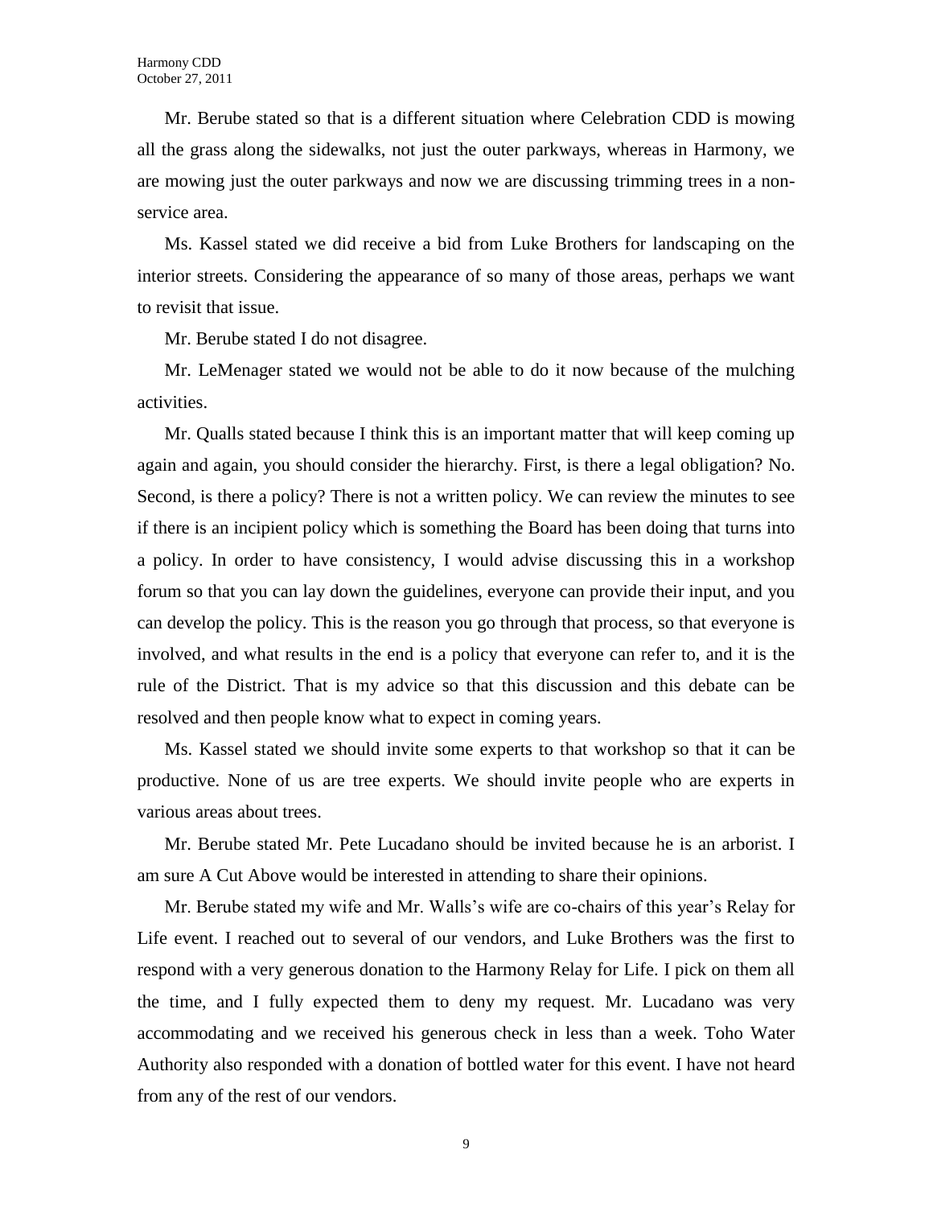Mr. Berube stated so that is a different situation where Celebration CDD is mowing all the grass along the sidewalks, not just the outer parkways, whereas in Harmony, we are mowing just the outer parkways and now we are discussing trimming trees in a non-service area.

Ms. Kassel stated we did receive a bid from Luke Brothers for landscaping on the interior streets. Considering the appearance of so many of those areas, perhaps we want to revisit that issue.

Mr. Berube stated I do not disagree.

Mr. LeMenager stated we would not be able to do it now because of the mulching activities.

Mr. Qualls stated because I think this is an important matter that will keep coming up again and again, you should consider the hierarchy. First, is there a legal obligation? No. Second, is there a policy? There is not a written policy. We can review the minutes to see if there is an incipient policy which is something the Board has been doing that turns into a policy. In order to have consistency, I would advise discussing this in a workshop forum so that you can lay down the guidelines, everyone can provide their input, and you can develop the policy. This is the reason you go through that process, so that everyone is involved, and what results in the end is a policy that everyone can refer to, and it is the rule of the District. That is my advice so that this discussion and this debate can be resolved and then people know what to expect in coming years.

Ms. Kassel stated we should invite some experts to that workshop so that it can be productive. None of us are tree experts. We should invite people who are experts in various areas about trees.

Mr. Berube stated Mr. Pete Lucadano should be invited because he is an arborist. I am sure A Cut Above would be interested in attending to share their opinions.

Mr. Berube stated my wife and Mr. Walls's wife are co-chairs of this year's Relay for Life event. I reached out to several of our vendors, and Luke Brothers was the first to respond with a very generous donation to the Harmony Relay for Life. I pick on them all the time, and I fully expected them to deny my request. Mr. Lucadano was very accommodating and we received his generous check in less than a week. Toho Water Authority also responded with a donation of bottled water for this event. I have not heard from any of the rest of our vendors.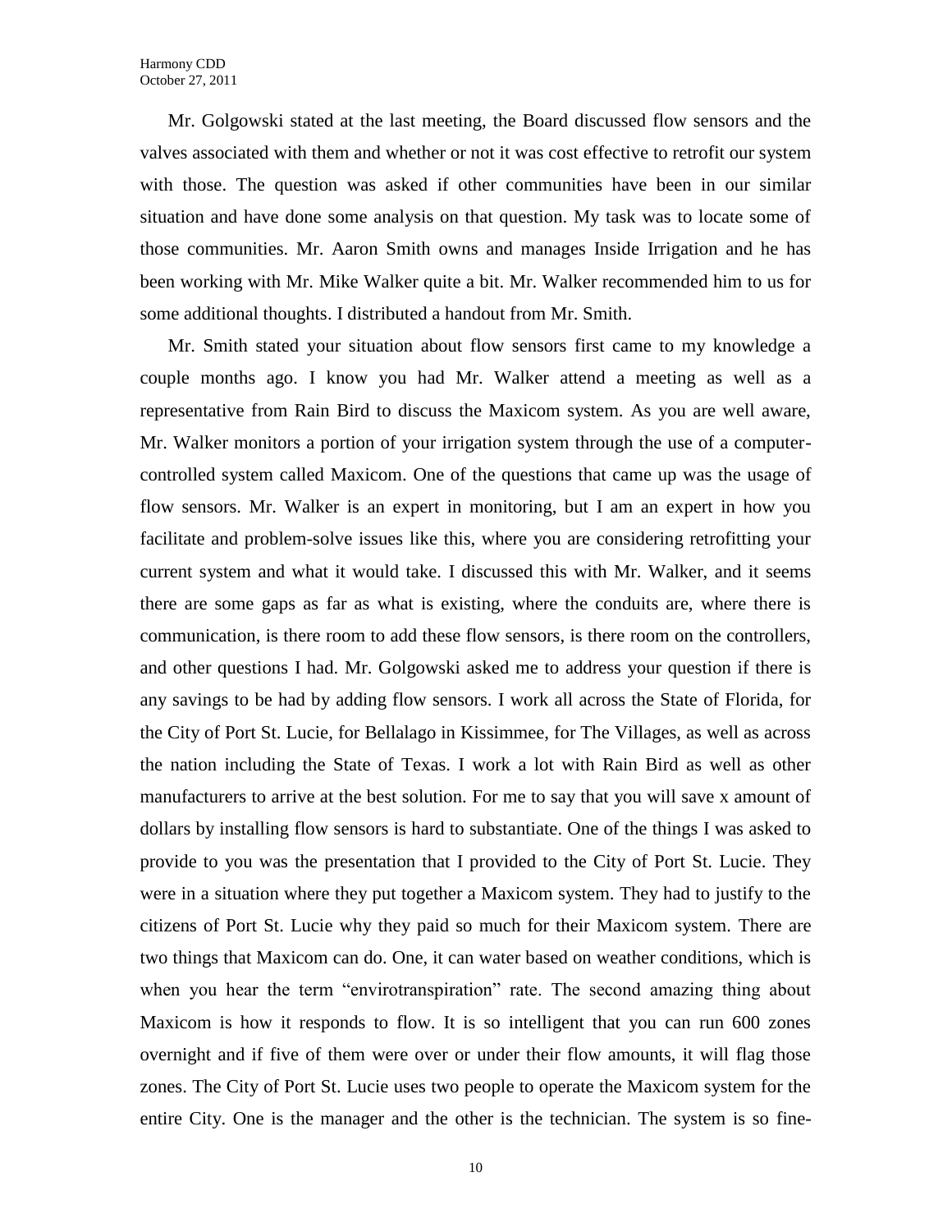Mr. Golgowski stated at the last meeting, the Board discussed flow sensors and the valves associated with them and whether or not it was cost effective to retrofit our system with those. The question was asked if other communities have been in our similar situation and have done some analysis on that question. My task was to locate some of those communities. Mr. Aaron Smith owns and manages Inside Irrigation and he has been working with Mr. Mike Walker quite a bit. Mr. Walker recommended him to us for some additional thoughts. I distributed a handout from Mr. Smith.

Mr. Smith stated your situation about flow sensors first came to my knowledge a couple months ago. I know you had Mr. Walker attend a meeting as well as a representative from Rain Bird to discuss the Maxicom system. As you are well aware, Mr. Walker monitors a portion of your irrigation system through the use of a computer-controlled system called Maxicom. One of the questions that came up was the usage of flow sensors. Mr. Walker is an expert in monitoring, but I am an expert in how you facilitate and problem-solve issues like this, where you are considering retrofitting your current system and what it would take. I discussed this with Mr. Walker, and it seems there are some gaps as far as what is existing, where the conduits are, where there is communication, is there room to add these flow sensors, is there room on the controllers, and other questions I had. Mr. Golgowski asked me to address your question if there is any savings to be had by adding flow sensors. I work all across the State of Florida, for the City of Port St. Lucie, for Bellalago in Kissimmee, for The Villages, as well as across the nation including the State of Texas. I work a lot with Rain Bird as well as other manufacturers to arrive at the best solution. For me to say that you will save x amount of dollars by installing flow sensors is hard to substantiate. One of the things I was asked to provide to you was the presentation that I provided to the City of Port St. Lucie. They were in a situation where they put together a Maxicom system. They had to justify to the citizens of Port St. Lucie why they paid so much for their Maxicom system. There are two things that Maxicom can do. One, it can water based on weather conditions, which is when you hear the term "envirotranspiration" rate. The second amazing thing about Maxicom is how it responds to flow. It is so intelligent that you can run 600 zones overnight and if five of them were over or under their flow amounts, it will flag those zones. The City of Port St. Lucie uses two people to operate the Maxicom system for the entire City. One is the manager and the other is the technician. The system is so fine-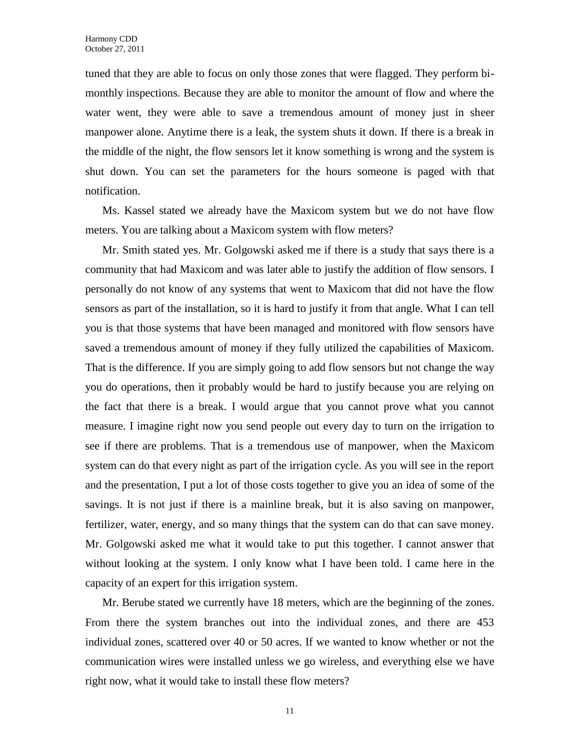tuned that they are able to focus on only those zones that were flagged. They perform bi-monthly inspections. Because they are able to monitor the amount of flow and where the water went, they were able to save a tremendous amount of money just in sheer manpower alone. Anytime there is a leak, the system shuts it down. If there is a break in the middle of the night, the flow sensors let it know something is wrong and the system is shut down. You can set the parameters for the hours someone is paged with that notification.

Ms. Kassel stated we already have the Maxicom system but we do not have flow meters. You are talking about a Maxicom system with flow meters?

Mr. Smith stated yes. Mr. Golgowski asked me if there is a study that says there is a community that had Maxicom and was later able to justify the addition of flow sensors. I personally do not know of any systems that went to Maxicom that did not have the flow sensors as part of the installation, so it is hard to justify it from that angle. What I can tell you is that those systems that have been managed and monitored with flow sensors have saved a tremendous amount of money if they fully utilized the capabilities of Maxicom. That is the difference. If you are simply going to add flow sensors but not change the way you do operations, then it probably would be hard to justify because you are relying on the fact that there is a break. I would argue that you cannot prove what you cannot measure. I imagine right now you send people out every day to turn on the irrigation to see if there are problems. That is a tremendous use of manpower, when the Maxicom system can do that every night as part of the irrigation cycle. As you will see in the report and the presentation, I put a lot of those costs together to give you an idea of some of the savings. It is not just if there is a mainline break, but it is also saving on manpower, fertilizer, water, energy, and so many things that the system can do that can save money. Mr. Golgowski asked me what it would take to put this together. I cannot answer that without looking at the system. I only know what I have been told. I came here in the capacity of an expert for this irrigation system.

Mr. Berube stated we currently have 18 meters, which are the beginning of the zones. From there the system branches out into the individual zones, and there are 453 individual zones, scattered over 40 or 50 acres. If we wanted to know whether or not the communication wires were installed unless we go wireless, and everything else we have right now, what it would take to install these flow meters?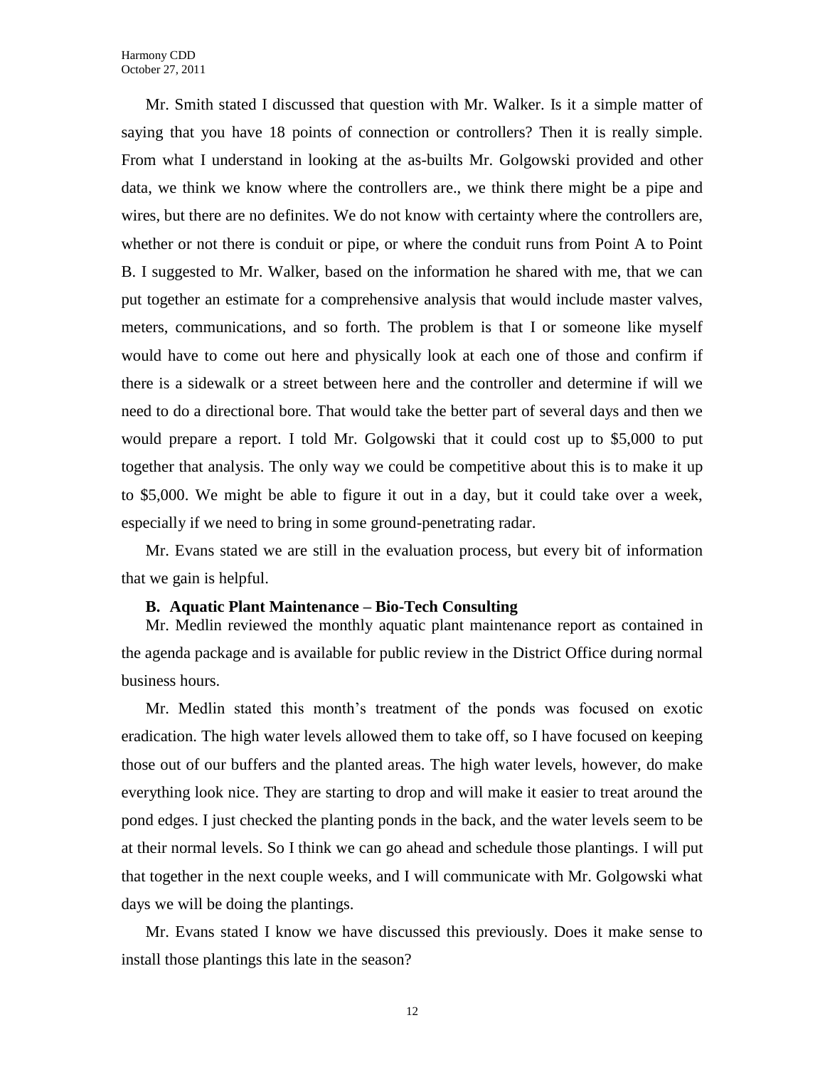Mr. Smith stated I discussed that question with Mr. Walker. Is it a simple matter of saying that you have 18 points of connection or controllers? Then it is really simple. From what I understand in looking at the as-builts Mr. Golgowski provided and other data, we think we know where the controllers are., we think there might be a pipe and wires, but there are no definites. We do not know with certainty where the controllers are, whether or not there is conduit or pipe, or where the conduit runs from Point A to Point B. I suggested to Mr. Walker, based on the information he shared with me, that we can put together an estimate for a comprehensive analysis that would include master valves, meters, communications, and so forth. The problem is that I or someone like myself would have to come out here and physically look at each one of those and confirm if there is a sidewalk or a street between here and the controller and determine if will we need to do a directional bore. That would take the better part of several days and then we would prepare a report. I told Mr. Golgowski that it could cost up to $5,000 to put together that analysis. The only way we could be competitive about this is to make it up to $5,000. We might be able to figure it out in a day, but it could take over a week, especially if we need to bring in some ground-penetrating radar.

Mr. Evans stated we are still in the evaluation process, but every bit of information that we gain is helpful.

**B. Aquatic Plant Maintenance – Bio-Tech Consulting**

Mr. Medlin reviewed the monthly aquatic plant maintenance report as contained in the agenda package and is available for public review in the District Office during normal business hours.

Mr. Medlin stated this month's treatment of the ponds was focused on exotic eradication. The high water levels allowed them to take off, so I have focused on keeping those out of our buffers and the planted areas. The high water levels, however, do make everything look nice. They are starting to drop and will make it easier to treat around the pond edges. I just checked the planting ponds in the back, and the water levels seem to be at their normal levels. So I think we can go ahead and schedule those plantings. I will put that together in the next couple weeks, and I will communicate with Mr. Golgowski what days we will be doing the plantings.

Mr. Evans stated I know we have discussed this previously. Does it make sense to install those plantings this late in the season?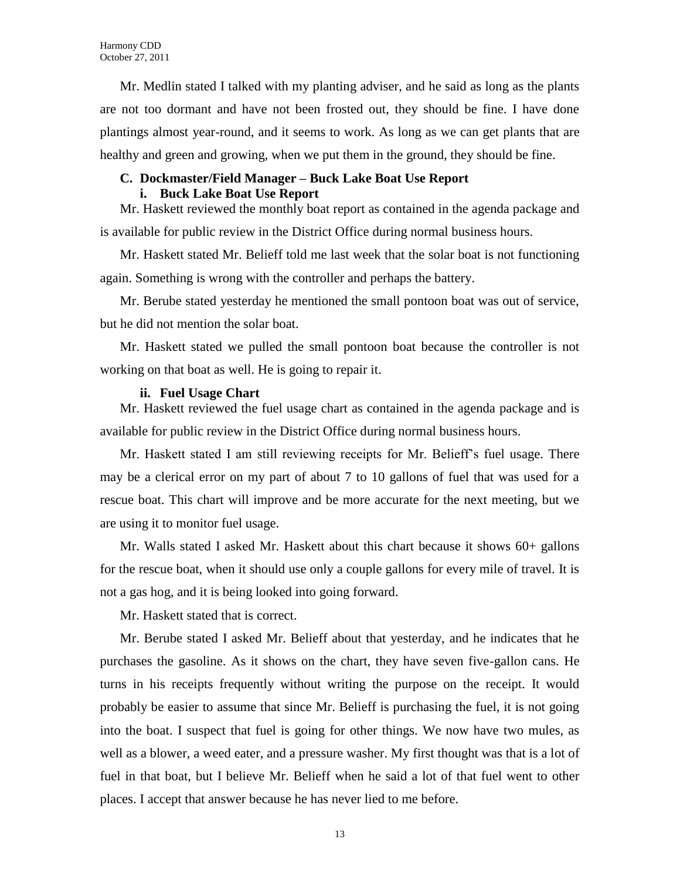Mr. Medlin stated I talked with my planting adviser, and he said as long as the plants are not too dormant and have not been frosted out, they should be fine. I have done plantings almost year-round, and it seems to work. As long as we can get plants that are healthy and green and growing, when we put them in the ground, they should be fine.

### C. Dockmaster/Field Manager – Buck Lake Boat Use Report

#### i. Buck Lake Boat Use Report

Mr. Haskett reviewed the monthly boat report as contained in the agenda package and is available for public review in the District Office during normal business hours.

Mr. Haskett stated Mr. Belieff told me last week that the solar boat is not functioning again. Something is wrong with the controller and perhaps the battery.

Mr. Berube stated yesterday he mentioned the small pontoon boat was out of service, but he did not mention the solar boat.

Mr. Haskett stated we pulled the small pontoon boat because the controller is not working on that boat as well. He is going to repair it.

#### ii. Fuel Usage Chart

Mr. Haskett reviewed the fuel usage chart as contained in the agenda package and is available for public review in the District Office during normal business hours.

Mr. Haskett stated I am still reviewing receipts for Mr. Belieff's fuel usage. There may be a clerical error on my part of about 7 to 10 gallons of fuel that was used for a rescue boat. This chart will improve and be more accurate for the next meeting, but we are using it to monitor fuel usage.

Mr. Walls stated I asked Mr. Haskett about this chart because it shows 60+ gallons for the rescue boat, when it should use only a couple gallons for every mile of travel. It is not a gas hog, and it is being looked into going forward.

Mr. Haskett stated that is correct.

Mr. Berube stated I asked Mr. Belieff about that yesterday, and he indicates that he purchases the gasoline. As it shows on the chart, they have seven five-gallon cans. He turns in his receipts frequently without writing the purpose on the receipt. It would probably be easier to assume that since Mr. Belieff is purchasing the fuel, it is not going into the boat. I suspect that fuel is going for other things. We now have two mules, as well as a blower, a weed eater, and a pressure washer. My first thought was that is a lot of fuel in that boat, but I believe Mr. Belieff when he said a lot of that fuel went to other places. I accept that answer because he has never lied to me before.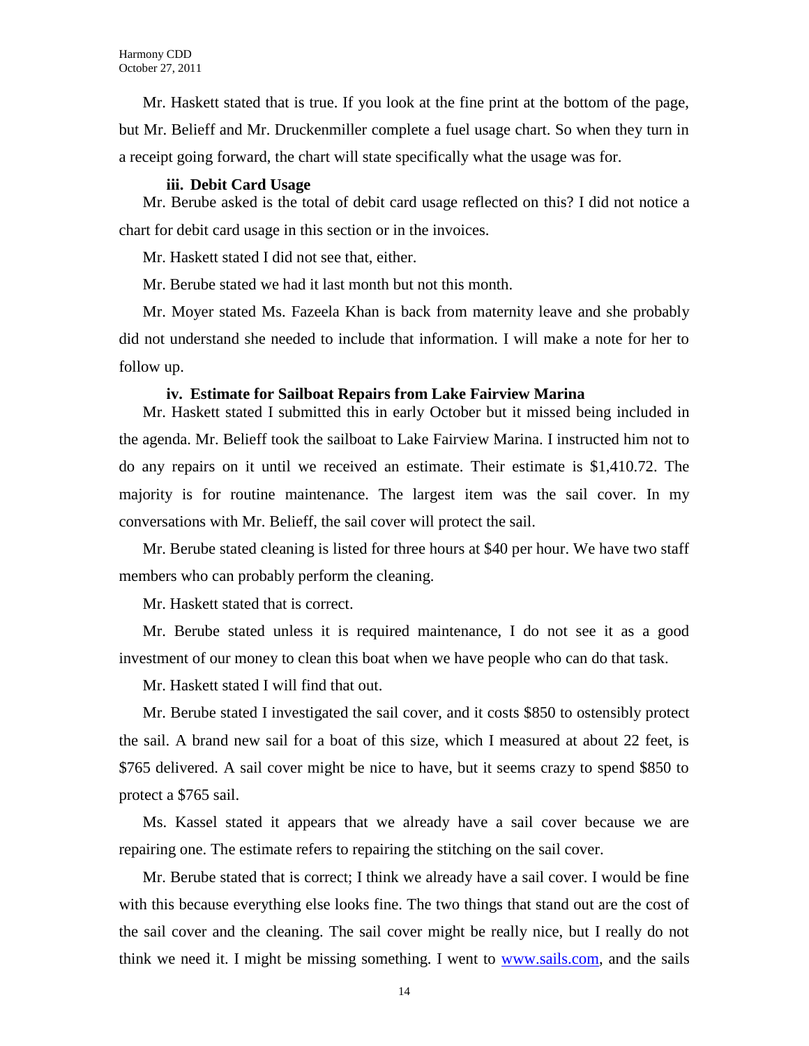Mr. Haskett stated that is true. If you look at the fine print at the bottom of the page, but Mr. Belieff and Mr. Druckenmiller complete a fuel usage chart. So when they turn in a receipt going forward, the chart will state specifically what the usage was for.

#### iii. Debit Card Usage

Mr. Berube asked is the total of debit card usage reflected on this? I did not notice a chart for debit card usage in this section or in the invoices.

Mr. Haskett stated I did not see that, either.

Mr. Berube stated we had it last month but not this month.

Mr. Moyer stated Ms. Fazeela Khan is back from maternity leave and she probably did not understand she needed to include that information. I will make a note for her to follow up.

#### iv. Estimate for Sailboat Repairs from Lake Fairview Marina

Mr. Haskett stated I submitted this in early October but it missed being included in the agenda. Mr. Belieff took the sailboat to Lake Fairview Marina. I instructed him not to do any repairs on it until we received an estimate. Their estimate is $1,410.72. The majority is for routine maintenance. The largest item was the sail cover. In my conversations with Mr. Belieff, the sail cover will protect the sail.

Mr. Berube stated cleaning is listed for three hours at $40 per hour. We have two staff members who can probably perform the cleaning.

Mr. Haskett stated that is correct.

Mr. Berube stated unless it is required maintenance, I do not see it as a good investment of our money to clean this boat when we have people who can do that task.

Mr. Haskett stated I will find that out.

Mr. Berube stated I investigated the sail cover, and it costs $850 to ostensibly protect the sail. A brand new sail for a boat of this size, which I measured at about 22 feet, is $765 delivered. A sail cover might be nice to have, but it seems crazy to spend $850 to protect a $765 sail.

Ms. Kassel stated it appears that we already have a sail cover because we are repairing one. The estimate refers to repairing the stitching on the sail cover.

Mr. Berube stated that is correct; I think we already have a sail cover. I would be fine with this because everything else looks fine. The two things that stand out are the cost of the sail cover and the cleaning. The sail cover might be really nice, but I really do not think we need it. I might be missing something. I went to www.sails.com, and the sails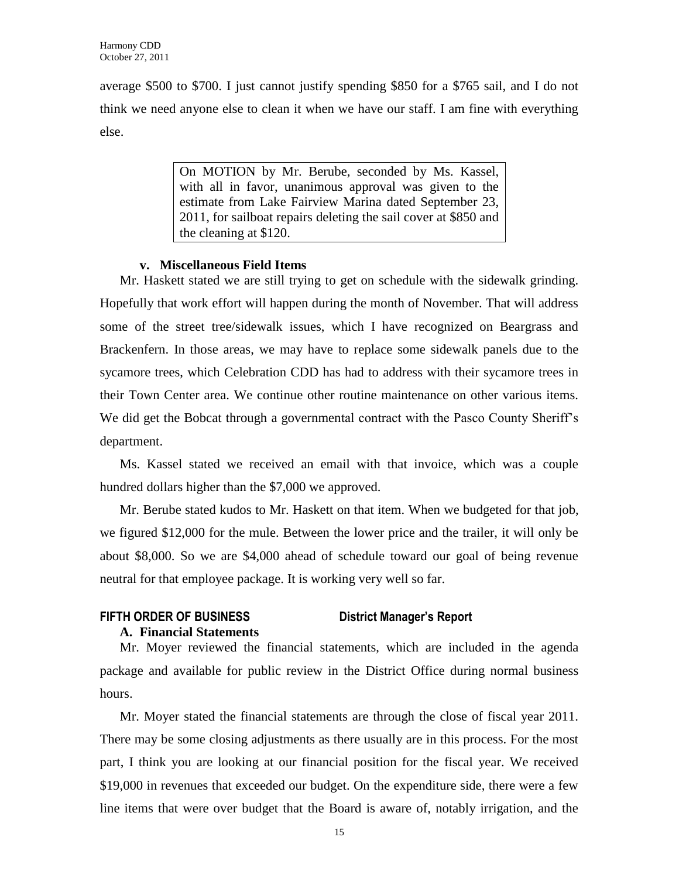average $500 to $700. I just cannot justify spending $850 for a $765 sail, and I do not think we need anyone else to clean it when we have our staff. I am fine with everything else.

> On MOTION by Mr. Berube, seconded by Ms. Kassel, with all in favor, unanimous approval was given to the estimate from Lake Fairview Marina dated September 23, 2011, for sailboat repairs deleting the sail cover at $850 and the cleaning at $120.

#### v. Miscellaneous Field Items

Mr. Haskett stated we are still trying to get on schedule with the sidewalk grinding. Hopefully that work effort will happen during the month of November. That will address some of the street tree/sidewalk issues, which I have recognized on Beargrass and Brackenfern. In those areas, we may have to replace some sidewalk panels due to the sycamore trees, which Celebration CDD has had to address with their sycamore trees in their Town Center area. We continue other routine maintenance on other various items. We did get the Bobcat through a governmental contract with the Pasco County Sheriff's department.

Ms. Kassel stated we received an email with that invoice, which was a couple hundred dollars higher than the $7,000 we approved.

Mr. Berube stated kudos to Mr. Haskett on that item. When we budgeted for that job, we figured $12,000 for the mule. Between the lower price and the trailer, it will only be about $8,000. So we are $4,000 ahead of schedule toward our goal of being revenue neutral for that employee package. It is working very well so far.

## FIFTH ORDER OF BUSINESS District Manager's Report

### A. Financial Statements

Mr. Moyer reviewed the financial statements, which are included in the agenda package and available for public review in the District Office during normal business hours.

Mr. Moyer stated the financial statements are through the close of fiscal year 2011. There may be some closing adjustments as there usually are in this process. For the most part, I think you are looking at our financial position for the fiscal year. We received $19,000 in revenues that exceeded our budget. On the expenditure side, there were a few line items that were over budget that the Board is aware of, notably irrigation, and the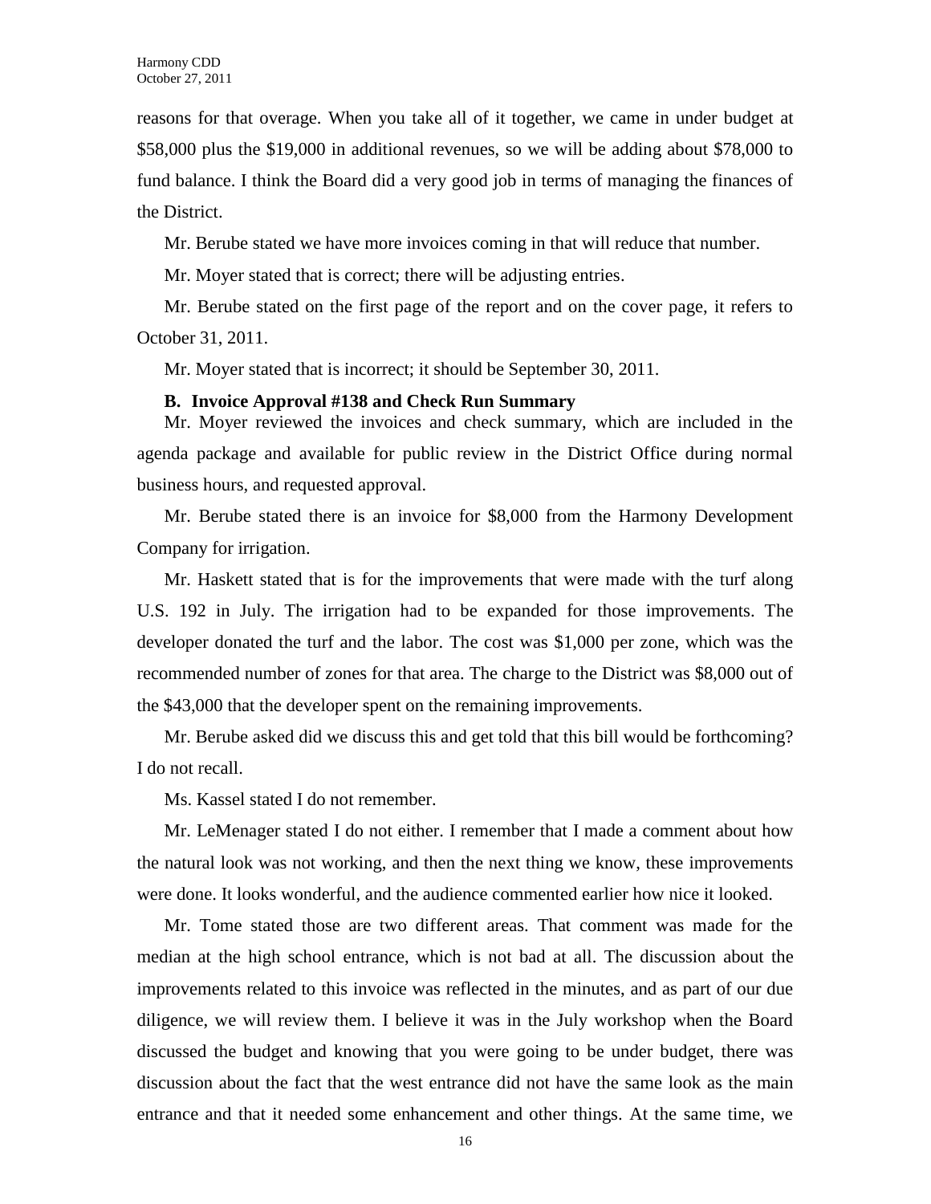reasons for that overage. When you take all of it together, we came in under budget at $58,000 plus the $19,000 in additional revenues, so we will be adding about $78,000 to fund balance. I think the Board did a very good job in terms of managing the finances of the District.

Mr. Berube stated we have more invoices coming in that will reduce that number.

Mr. Moyer stated that is correct; there will be adjusting entries.

Mr. Berube stated on the first page of the report and on the cover page, it refers to October 31, 2011.

Mr. Moyer stated that is incorrect; it should be September 30, 2011.

**B. Invoice Approval #138 and Check Run Summary**

Mr. Moyer reviewed the invoices and check summary, which are included in the agenda package and available for public review in the District Office during normal business hours, and requested approval.

Mr. Berube stated there is an invoice for $8,000 from the Harmony Development Company for irrigation.

Mr. Haskett stated that is for the improvements that were made with the turf along U.S. 192 in July. The irrigation had to be expanded for those improvements. The developer donated the turf and the labor. The cost was $1,000 per zone, which was the recommended number of zones for that area. The charge to the District was $8,000 out of the $43,000 that the developer spent on the remaining improvements.

Mr. Berube asked did we discuss this and get told that this bill would be forthcoming? I do not recall.

Ms. Kassel stated I do not remember.

Mr. LeMenager stated I do not either. I remember that I made a comment about how the natural look was not working, and then the next thing we know, these improvements were done. It looks wonderful, and the audience commented earlier how nice it looked.

Mr. Tome stated those are two different areas. That comment was made for the median at the high school entrance, which is not bad at all. The discussion about the improvements related to this invoice was reflected in the minutes, and as part of our due diligence, we will review them. I believe it was in the July workshop when the Board discussed the budget and knowing that you were going to be under budget, there was discussion about the fact that the west entrance did not have the same look as the main entrance and that it needed some enhancement and other things. At the same time, we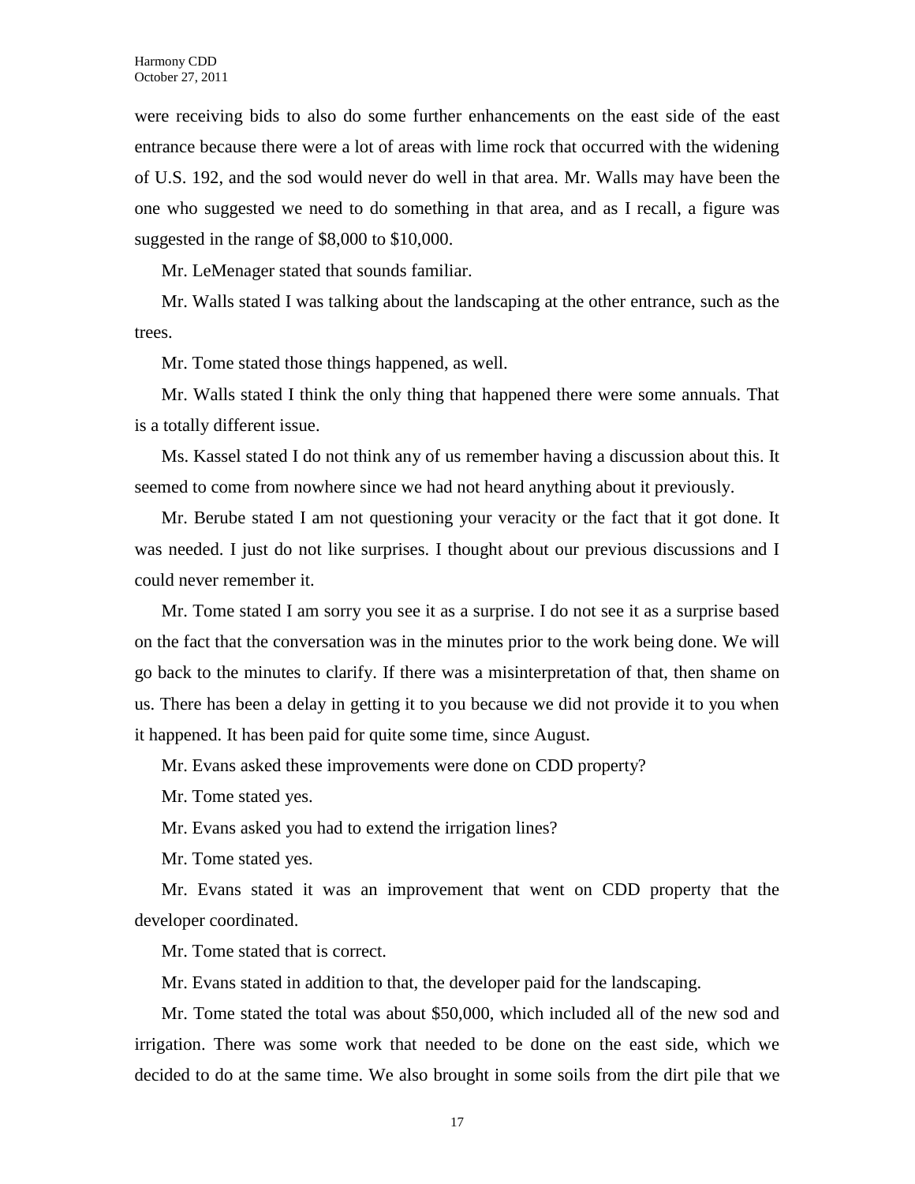were receiving bids to also do some further enhancements on the east side of the east entrance because there were a lot of areas with lime rock that occurred with the widening of U.S. 192, and the sod would never do well in that area. Mr. Walls may have been the one who suggested we need to do something in that area, and as I recall, a figure was suggested in the range of $8,000 to $10,000.

Mr. LeMenager stated that sounds familiar.

Mr. Walls stated I was talking about the landscaping at the other entrance, such as the trees.

Mr. Tome stated those things happened, as well.

Mr. Walls stated I think the only thing that happened there were some annuals. That is a totally different issue.

Ms. Kassel stated I do not think any of us remember having a discussion about this. It seemed to come from nowhere since we had not heard anything about it previously.

Mr. Berube stated I am not questioning your veracity or the fact that it got done. It was needed. I just do not like surprises. I thought about our previous discussions and I could never remember it.

Mr. Tome stated I am sorry you see it as a surprise. I do not see it as a surprise based on the fact that the conversation was in the minutes prior to the work being done. We will go back to the minutes to clarify. If there was a misinterpretation of that, then shame on us. There has been a delay in getting it to you because we did not provide it to you when it happened. It has been paid for quite some time, since August.

Mr. Evans asked these improvements were done on CDD property?

Mr. Tome stated yes.

Mr. Evans asked you had to extend the irrigation lines?

Mr. Tome stated yes.

Mr. Evans stated it was an improvement that went on CDD property that the developer coordinated.

Mr. Tome stated that is correct.

Mr. Evans stated in addition to that, the developer paid for the landscaping.

Mr. Tome stated the total was about $50,000, which included all of the new sod and irrigation. There was some work that needed to be done on the east side, which we decided to do at the same time. We also brought in some soils from the dirt pile that we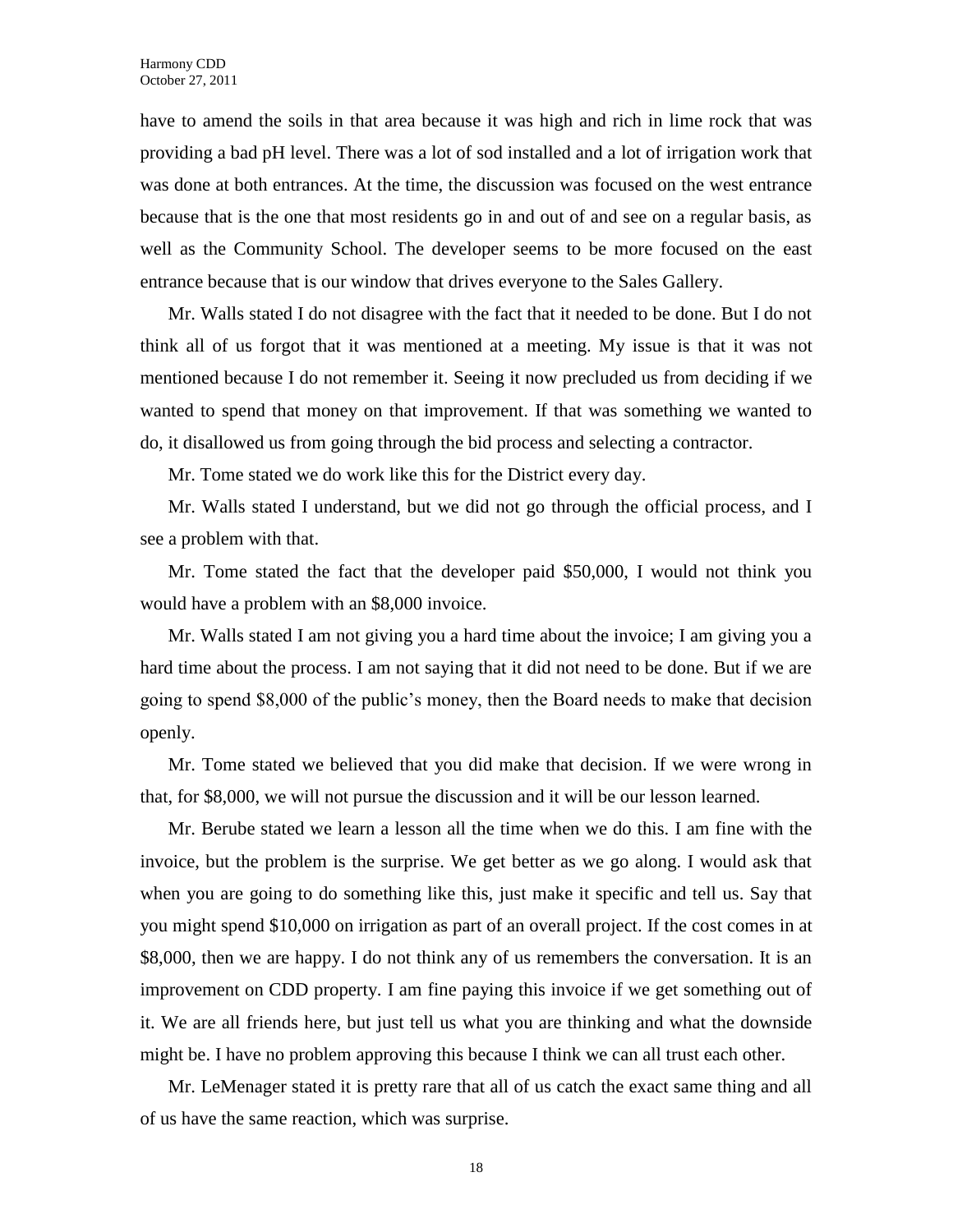have to amend the soils in that area because it was high and rich in lime rock that was providing a bad pH level. There was a lot of sod installed and a lot of irrigation work that was done at both entrances. At the time, the discussion was focused on the west entrance because that is the one that most residents go in and out of and see on a regular basis, as well as the Community School. The developer seems to be more focused on the east entrance because that is our window that drives everyone to the Sales Gallery.

Mr. Walls stated I do not disagree with the fact that it needed to be done. But I do not think all of us forgot that it was mentioned at a meeting. My issue is that it was not mentioned because I do not remember it. Seeing it now precluded us from deciding if we wanted to spend that money on that improvement. If that was something we wanted to do, it disallowed us from going through the bid process and selecting a contractor.

Mr. Tome stated we do work like this for the District every day.

Mr. Walls stated I understand, but we did not go through the official process, and I see a problem with that.

Mr. Tome stated the fact that the developer paid $50,000, I would not think you would have a problem with an $8,000 invoice.

Mr. Walls stated I am not giving you a hard time about the invoice; I am giving you a hard time about the process. I am not saying that it did not need to be done. But if we are going to spend $8,000 of the public's money, then the Board needs to make that decision openly.

Mr. Tome stated we believed that you did make that decision. If we were wrong in that, for $8,000, we will not pursue the discussion and it will be our lesson learned.

Mr. Berube stated we learn a lesson all the time when we do this. I am fine with the invoice, but the problem is the surprise. We get better as we go along. I would ask that when you are going to do something like this, just make it specific and tell us. Say that you might spend $10,000 on irrigation as part of an overall project. If the cost comes in at $8,000, then we are happy. I do not think any of us remembers the conversation. It is an improvement on CDD property. I am fine paying this invoice if we get something out of it. We are all friends here, but just tell us what you are thinking and what the downside might be. I have no problem approving this because I think we can all trust each other.

Mr. LeMenager stated it is pretty rare that all of us catch the exact same thing and all of us have the same reaction, which was surprise.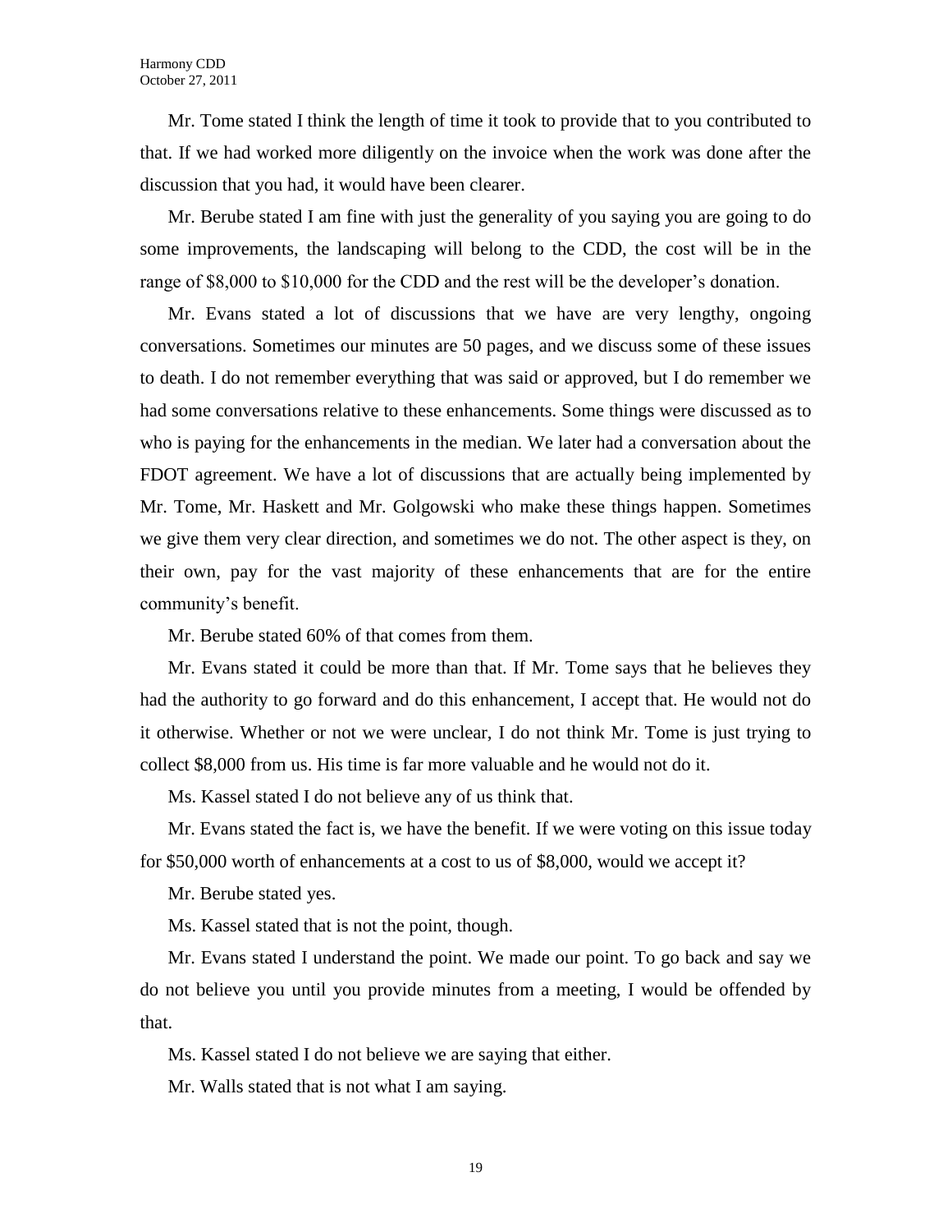Mr. Tome stated I think the length of time it took to provide that to you contributed to that. If we had worked more diligently on the invoice when the work was done after the discussion that you had, it would have been clearer.

Mr. Berube stated I am fine with just the generality of you saying you are going to do some improvements, the landscaping will belong to the CDD, the cost will be in the range of $8,000 to $10,000 for the CDD and the rest will be the developer's donation.

Mr. Evans stated a lot of discussions that we have are very lengthy, ongoing conversations. Sometimes our minutes are 50 pages, and we discuss some of these issues to death. I do not remember everything that was said or approved, but I do remember we had some conversations relative to these enhancements. Some things were discussed as to who is paying for the enhancements in the median. We later had a conversation about the FDOT agreement. We have a lot of discussions that are actually being implemented by Mr. Tome, Mr. Haskett and Mr. Golgowski who make these things happen. Sometimes we give them very clear direction, and sometimes we do not. The other aspect is they, on their own, pay for the vast majority of these enhancements that are for the entire community's benefit.

Mr. Berube stated 60% of that comes from them.

Mr. Evans stated it could be more than that. If Mr. Tome says that he believes they had the authority to go forward and do this enhancement, I accept that. He would not do it otherwise. Whether or not we were unclear, I do not think Mr. Tome is just trying to collect $8,000 from us. His time is far more valuable and he would not do it.

Ms. Kassel stated I do not believe any of us think that.

Mr. Evans stated the fact is, we have the benefit. If we were voting on this issue today for $50,000 worth of enhancements at a cost to us of $8,000, would we accept it?

Mr. Berube stated yes.

Ms. Kassel stated that is not the point, though.

Mr. Evans stated I understand the point. We made our point. To go back and say we do not believe you until you provide minutes from a meeting, I would be offended by that.

Ms. Kassel stated I do not believe we are saying that either.

Mr. Walls stated that is not what I am saying.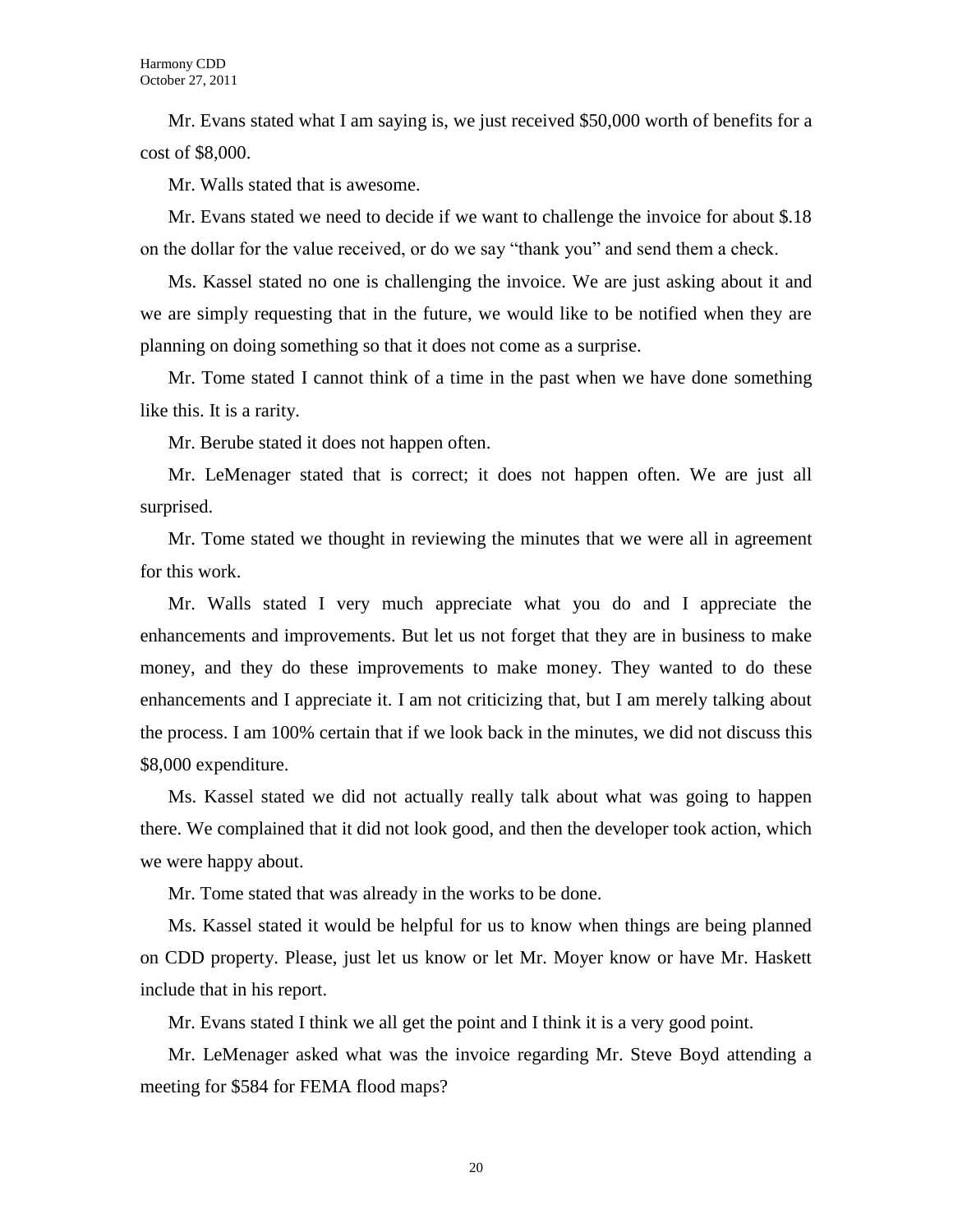Mr. Evans stated what I am saying is, we just received $50,000 worth of benefits for a cost of $8,000.

Mr. Walls stated that is awesome.

Mr. Evans stated we need to decide if we want to challenge the invoice for about $.18 on the dollar for the value received, or do we say "thank you" and send them a check.

Ms. Kassel stated no one is challenging the invoice. We are just asking about it and we are simply requesting that in the future, we would like to be notified when they are planning on doing something so that it does not come as a surprise.

Mr. Tome stated I cannot think of a time in the past when we have done something like this. It is a rarity.

Mr. Berube stated it does not happen often.

Mr. LeMenager stated that is correct; it does not happen often. We are just all surprised.

Mr. Tome stated we thought in reviewing the minutes that we were all in agreement for this work.

Mr. Walls stated I very much appreciate what you do and I appreciate the enhancements and improvements. But let us not forget that they are in business to make money, and they do these improvements to make money. They wanted to do these enhancements and I appreciate it. I am not criticizing that, but I am merely talking about the process. I am 100% certain that if we look back in the minutes, we did not discuss this $8,000 expenditure.

Ms. Kassel stated we did not actually really talk about what was going to happen there. We complained that it did not look good, and then the developer took action, which we were happy about.

Mr. Tome stated that was already in the works to be done.

Ms. Kassel stated it would be helpful for us to know when things are being planned on CDD property. Please, just let us know or let Mr. Moyer know or have Mr. Haskett include that in his report.

Mr. Evans stated I think we all get the point and I think it is a very good point.

Mr. LeMenager asked what was the invoice regarding Mr. Steve Boyd attending a meeting for $584 for FEMA flood maps?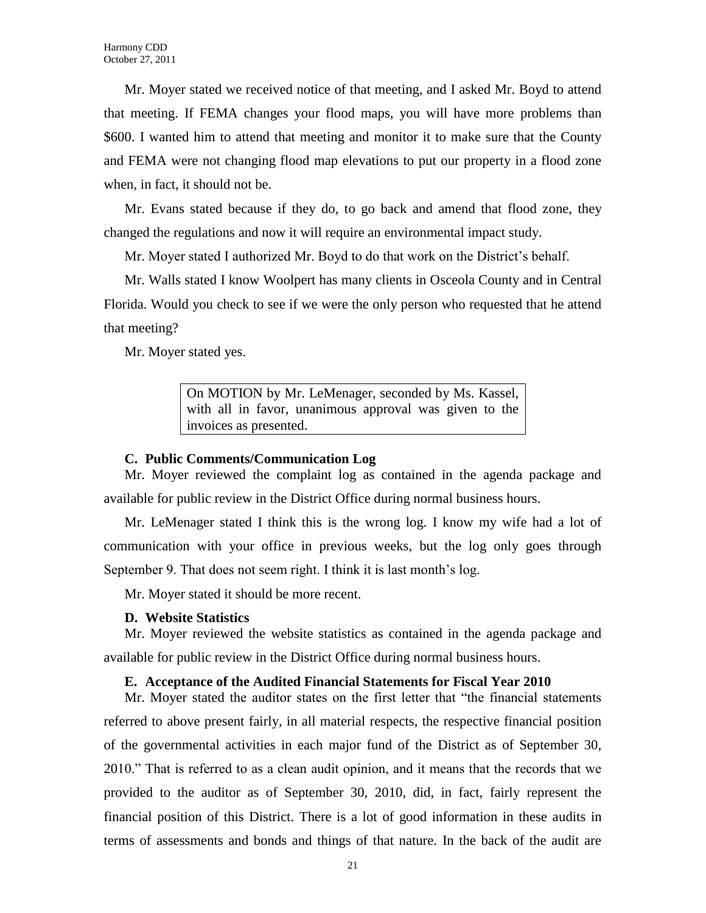Mr. Moyer stated we received notice of that meeting, and I asked Mr. Boyd to attend that meeting. If FEMA changes your flood maps, you will have more problems than $600. I wanted him to attend that meeting and monitor it to make sure that the County and FEMA were not changing flood map elevations to put our property in a flood zone when, in fact, it should not be.

Mr. Evans stated because if they do, to go back and amend that flood zone, they changed the regulations and now it will require an environmental impact study.

Mr. Moyer stated I authorized Mr. Boyd to do that work on the District's behalf.

Mr. Walls stated I know Woolpert has many clients in Osceola County and in Central Florida. Would you check to see if we were the only person who requested that he attend that meeting?

Mr. Moyer stated yes.

> On MOTION by Mr. LeMenager, seconded by Ms. Kassel, with all in favor, unanimous approval was given to the invoices as presented.

### C. Public Comments/Communication Log

Mr. Moyer reviewed the complaint log as contained in the agenda package and available for public review in the District Office during normal business hours.

Mr. LeMenager stated I think this is the wrong log. I know my wife had a lot of communication with your office in previous weeks, but the log only goes through September 9. That does not seem right. I think it is last month's log.

Mr. Moyer stated it should be more recent.

### D. Website Statistics

Mr. Moyer reviewed the website statistics as contained in the agenda package and available for public review in the District Office during normal business hours.

### E. Acceptance of the Audited Financial Statements for Fiscal Year 2010

Mr. Moyer stated the auditor states on the first letter that "the financial statements referred to above present fairly, in all material respects, the respective financial position of the governmental activities in each major fund of the District as of September 30, 2010." That is referred to as a clean audit opinion, and it means that the records that we provided to the auditor as of September 30, 2010, did, in fact, fairly represent the financial position of this District. There is a lot of good information in these audits in terms of assessments and bonds and things of that nature. In the back of the audit are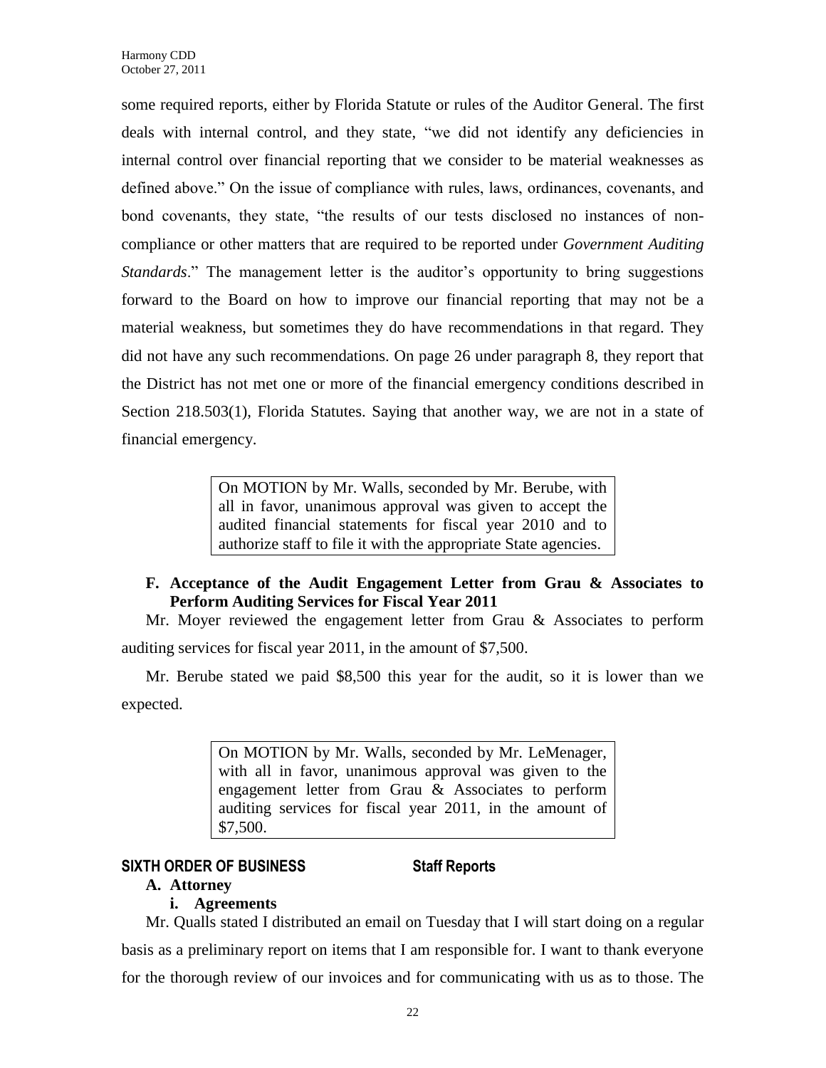some required reports, either by Florida Statute or rules of the Auditor General. The first deals with internal control, and they state, "we did not identify any deficiencies in internal control over financial reporting that we consider to be material weaknesses as defined above." On the issue of compliance with rules, laws, ordinances, covenants, and bond covenants, they state, "the results of our tests disclosed no instances of non-compliance or other matters that are required to be reported under *Government Auditing Standards*." The management letter is the auditor's opportunity to bring suggestions forward to the Board on how to improve our financial reporting that may not be a material weakness, but sometimes they do have recommendations in that regard. They did not have any such recommendations. On page 26 under paragraph 8, they report that the District has not met one or more of the financial emergency conditions described in Section 218.503(1), Florida Statutes. Saying that another way, we are not in a state of financial emergency.

> On MOTION by Mr. Walls, seconded by Mr. Berube, with all in favor, unanimous approval was given to accept the audited financial statements for fiscal year 2010 and to authorize staff to file it with the appropriate State agencies.

**F. Acceptance of the Audit Engagement Letter from Grau & Associates to Perform Auditing Services for Fiscal Year 2011**

Mr. Moyer reviewed the engagement letter from Grau & Associates to perform auditing services for fiscal year 2011, in the amount of $7,500.

Mr. Berube stated we paid $8,500 this year for the audit, so it is lower than we expected.

> On MOTION by Mr. Walls, seconded by Mr. LeMenager, with all in favor, unanimous approval was given to the engagement letter from Grau & Associates to perform auditing services for fiscal year 2011, in the amount of $7,500.

## SIXTH ORDER OF BUSINESS Staff Reports

**A. Attorney**

**i. Agreements**

Mr. Qualls stated I distributed an email on Tuesday that I will start doing on a regular basis as a preliminary report on items that I am responsible for. I want to thank everyone for the thorough review of our invoices and for communicating with us as to those. The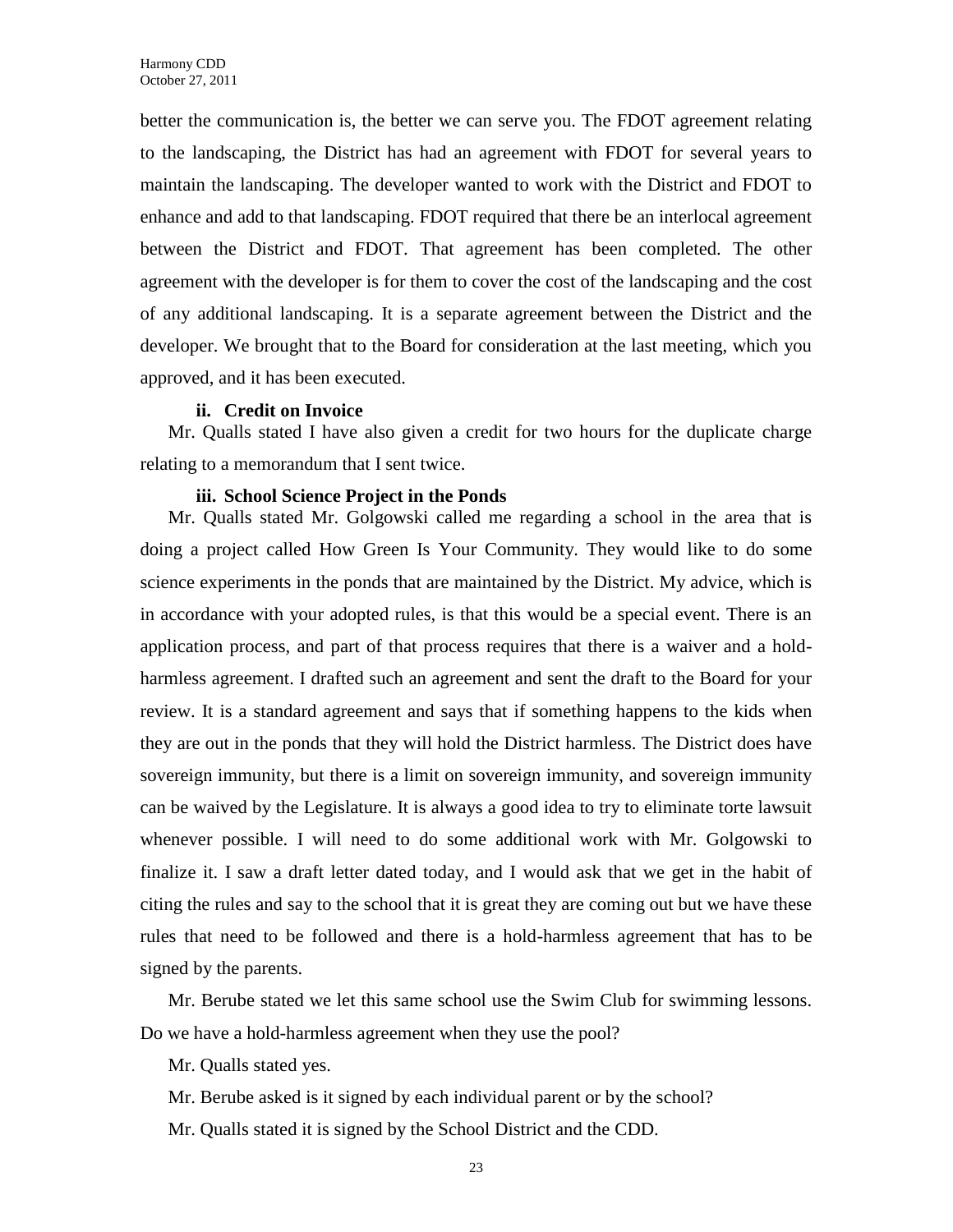better the communication is, the better we can serve you. The FDOT agreement relating to the landscaping, the District has had an agreement with FDOT for several years to maintain the landscaping. The developer wanted to work with the District and FDOT to enhance and add to that landscaping. FDOT required that there be an interlocal agreement between the District and FDOT. That agreement has been completed. The other agreement with the developer is for them to cover the cost of the landscaping and the cost of any additional landscaping. It is a separate agreement between the District and the developer. We brought that to the Board for consideration at the last meeting, which you approved, and it has been executed.

**ii. Credit on Invoice**

Mr. Qualls stated I have also given a credit for two hours for the duplicate charge relating to a memorandum that I sent twice.

**iii. School Science Project in the Ponds**

Mr. Qualls stated Mr. Golgowski called me regarding a school in the area that is doing a project called How Green Is Your Community. They would like to do some science experiments in the ponds that are maintained by the District. My advice, which is in accordance with your adopted rules, is that this would be a special event. There is an application process, and part of that process requires that there is a waiver and a hold-harmless agreement. I drafted such an agreement and sent the draft to the Board for your review. It is a standard agreement and says that if something happens to the kids when they are out in the ponds that they will hold the District harmless. The District does have sovereign immunity, but there is a limit on sovereign immunity, and sovereign immunity can be waived by the Legislature. It is always a good idea to try to eliminate torte lawsuit whenever possible. I will need to do some additional work with Mr. Golgowski to finalize it. I saw a draft letter dated today, and I would ask that we get in the habit of citing the rules and say to the school that it is great they are coming out but we have these rules that need to be followed and there is a hold-harmless agreement that has to be signed by the parents.

Mr. Berube stated we let this same school use the Swim Club for swimming lessons. Do we have a hold-harmless agreement when they use the pool?

Mr. Qualls stated yes.

Mr. Berube asked is it signed by each individual parent or by the school?

Mr. Qualls stated it is signed by the School District and the CDD.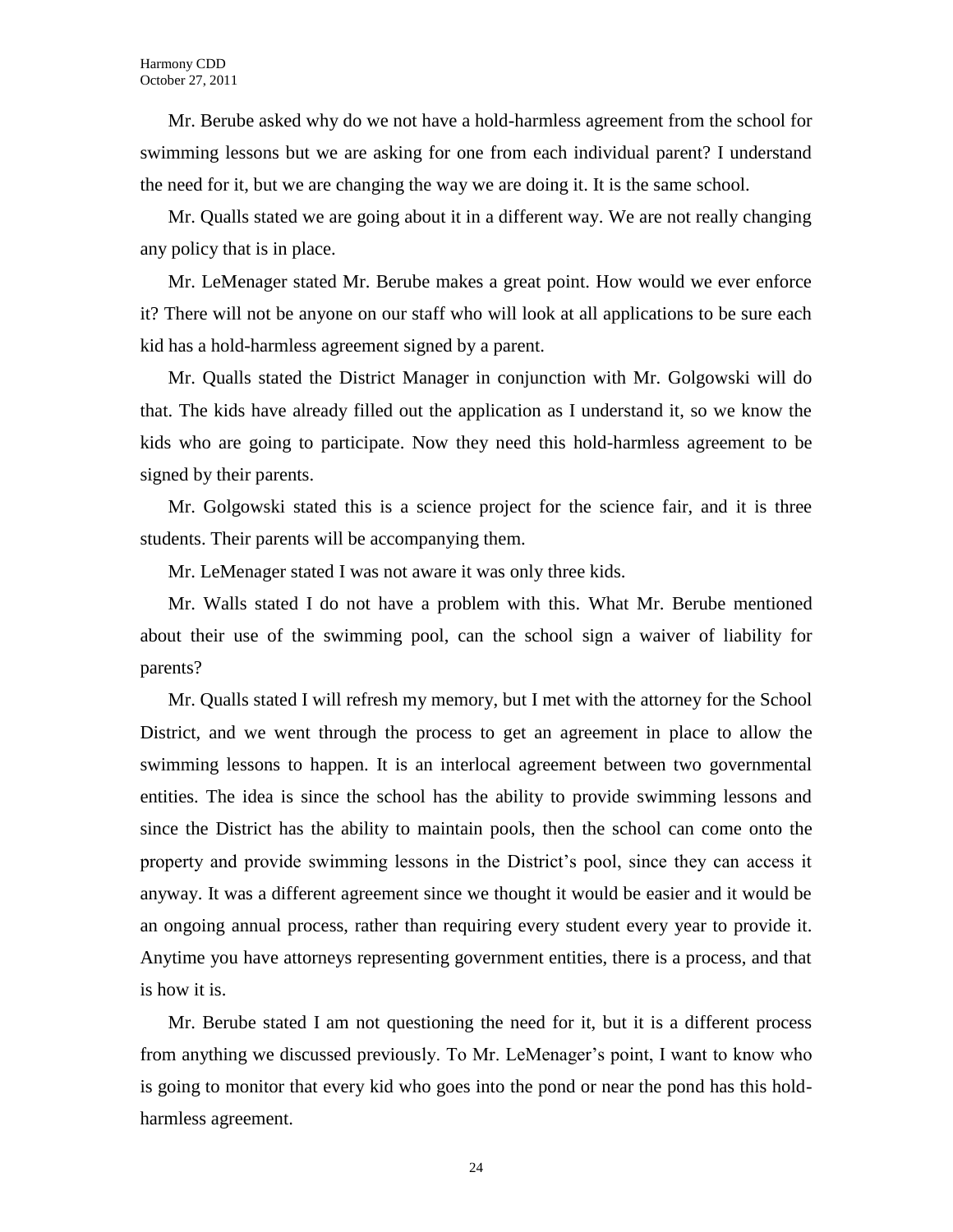Mr. Berube asked why do we not have a hold-harmless agreement from the school for swimming lessons but we are asking for one from each individual parent? I understand the need for it, but we are changing the way we are doing it. It is the same school.

Mr. Qualls stated we are going about it in a different way. We are not really changing any policy that is in place.

Mr. LeMenager stated Mr. Berube makes a great point. How would we ever enforce it? There will not be anyone on our staff who will look at all applications to be sure each kid has a hold-harmless agreement signed by a parent.

Mr. Qualls stated the District Manager in conjunction with Mr. Golgowski will do that. The kids have already filled out the application as I understand it, so we know the kids who are going to participate. Now they need this hold-harmless agreement to be signed by their parents.

Mr. Golgowski stated this is a science project for the science fair, and it is three students. Their parents will be accompanying them.

Mr. LeMenager stated I was not aware it was only three kids.

Mr. Walls stated I do not have a problem with this. What Mr. Berube mentioned about their use of the swimming pool, can the school sign a waiver of liability for parents?

Mr. Qualls stated I will refresh my memory, but I met with the attorney for the School District, and we went through the process to get an agreement in place to allow the swimming lessons to happen. It is an interlocal agreement between two governmental entities. The idea is since the school has the ability to provide swimming lessons and since the District has the ability to maintain pools, then the school can come onto the property and provide swimming lessons in the District's pool, since they can access it anyway. It was a different agreement since we thought it would be easier and it would be an ongoing annual process, rather than requiring every student every year to provide it. Anytime you have attorneys representing government entities, there is a process, and that is how it is.

Mr. Berube stated I am not questioning the need for it, but it is a different process from anything we discussed previously. To Mr. LeMenager's point, I want to know who is going to monitor that every kid who goes into the pond or near the pond has this hold-harmless agreement.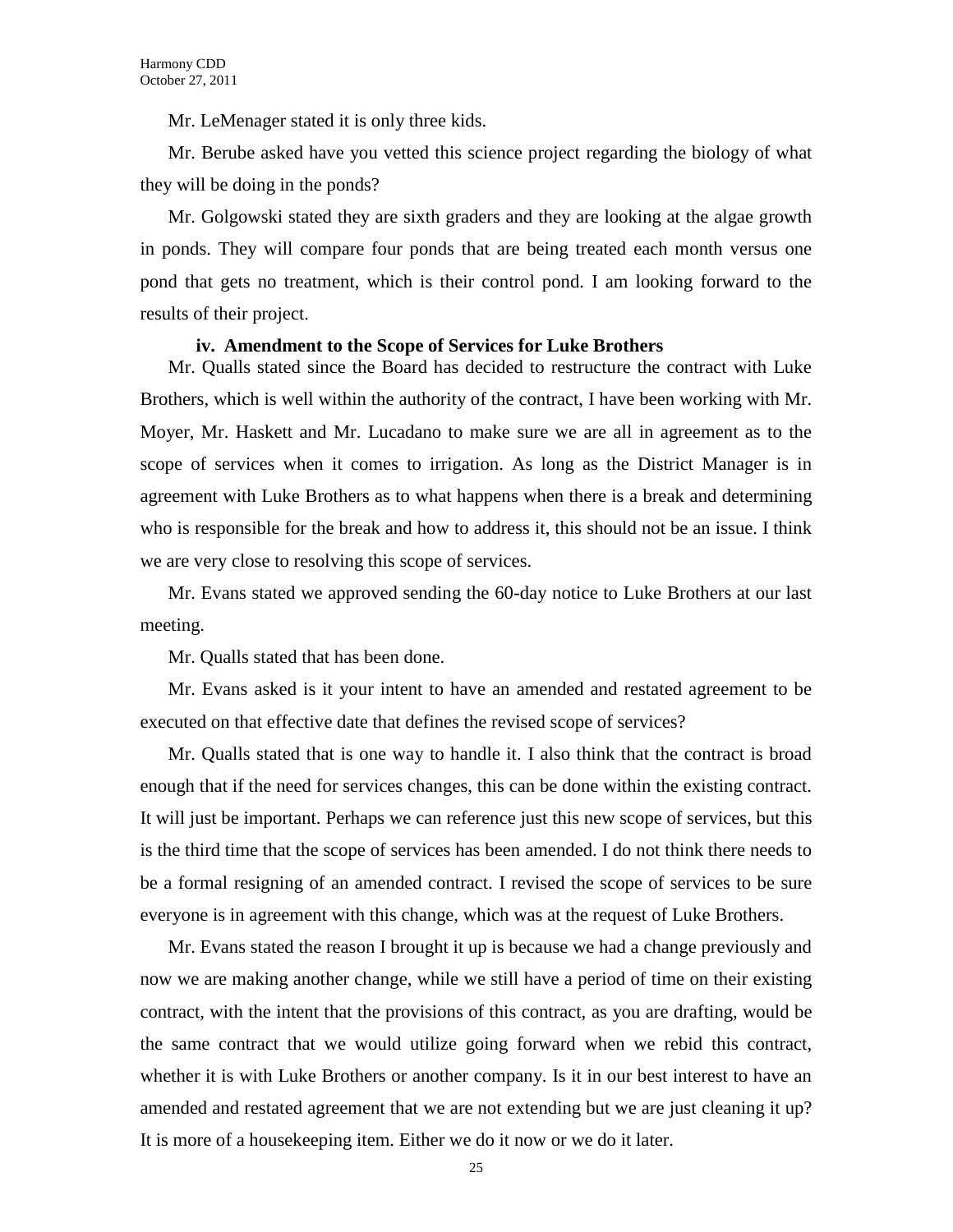Mr. LeMenager stated it is only three kids.

Mr. Berube asked have you vetted this science project regarding the biology of what they will be doing in the ponds?

Mr. Golgowski stated they are sixth graders and they are looking at the algae growth in ponds. They will compare four ponds that are being treated each month versus one pond that gets no treatment, which is their control pond. I am looking forward to the results of their project.

**iv. Amendment to the Scope of Services for Luke Brothers**

Mr. Qualls stated since the Board has decided to restructure the contract with Luke Brothers, which is well within the authority of the contract, I have been working with Mr. Moyer, Mr. Haskett and Mr. Lucadano to make sure we are all in agreement as to the scope of services when it comes to irrigation. As long as the District Manager is in agreement with Luke Brothers as to what happens when there is a break and determining who is responsible for the break and how to address it, this should not be an issue. I think we are very close to resolving this scope of services.

Mr. Evans stated we approved sending the 60-day notice to Luke Brothers at our last meeting.

Mr. Qualls stated that has been done.

Mr. Evans asked is it your intent to have an amended and restated agreement to be executed on that effective date that defines the revised scope of services?

Mr. Qualls stated that is one way to handle it. I also think that the contract is broad enough that if the need for services changes, this can be done within the existing contract. It will just be important. Perhaps we can reference just this new scope of services, but this is the third time that the scope of services has been amended. I do not think there needs to be a formal resigning of an amended contract. I revised the scope of services to be sure everyone is in agreement with this change, which was at the request of Luke Brothers.

Mr. Evans stated the reason I brought it up is because we had a change previously and now we are making another change, while we still have a period of time on their existing contract, with the intent that the provisions of this contract, as you are drafting, would be the same contract that we would utilize going forward when we rebid this contract, whether it is with Luke Brothers or another company. Is it in our best interest to have an amended and restated agreement that we are not extending but we are just cleaning it up? It is more of a housekeeping item. Either we do it now or we do it later.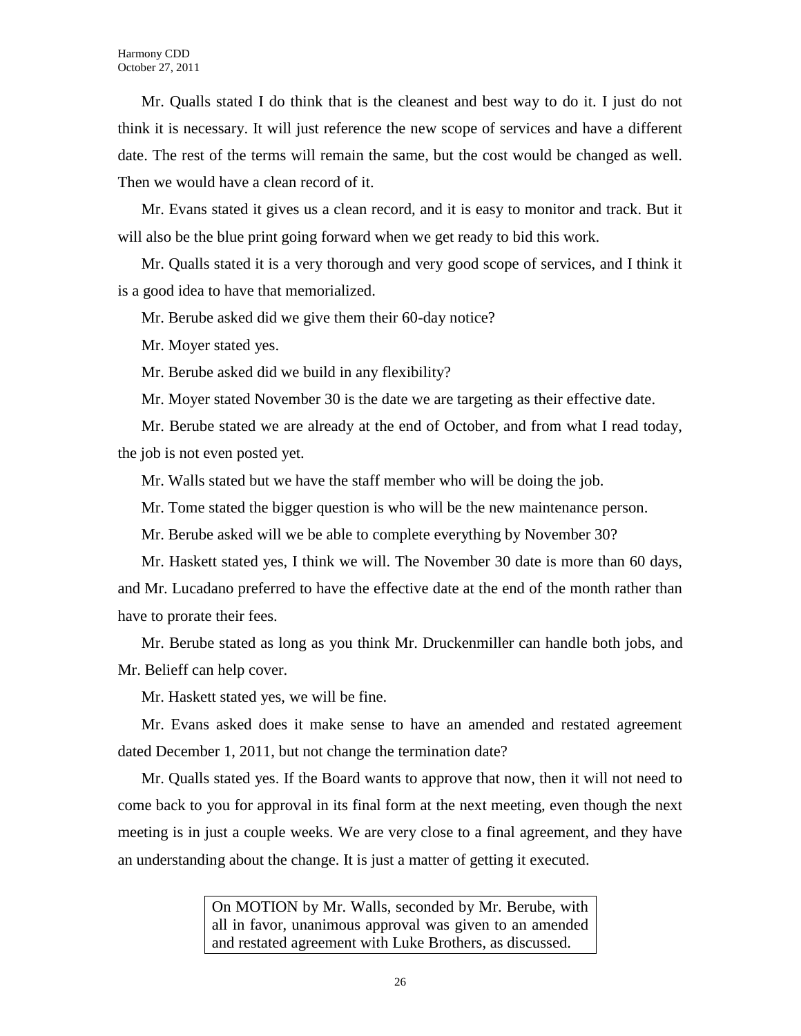Mr. Qualls stated I do think that is the cleanest and best way to do it. I just do not think it is necessary. It will just reference the new scope of services and have a different date. The rest of the terms will remain the same, but the cost would be changed as well. Then we would have a clean record of it.

Mr. Evans stated it gives us a clean record, and it is easy to monitor and track. But it will also be the blue print going forward when we get ready to bid this work.

Mr. Qualls stated it is a very thorough and very good scope of services, and I think it is a good idea to have that memorialized.

Mr. Berube asked did we give them their 60-day notice?

Mr. Moyer stated yes.

Mr. Berube asked did we build in any flexibility?

Mr. Moyer stated November 30 is the date we are targeting as their effective date.

Mr. Berube stated we are already at the end of October, and from what I read today, the job is not even posted yet.

Mr. Walls stated but we have the staff member who will be doing the job.

Mr. Tome stated the bigger question is who will be the new maintenance person.

Mr. Berube asked will we be able to complete everything by November 30?

Mr. Haskett stated yes, I think we will. The November 30 date is more than 60 days, and Mr. Lucadano preferred to have the effective date at the end of the month rather than have to prorate their fees.

Mr. Berube stated as long as you think Mr. Druckenmiller can handle both jobs, and Mr. Belieff can help cover.

Mr. Haskett stated yes, we will be fine.

Mr. Evans asked does it make sense to have an amended and restated agreement dated December 1, 2011, but not change the termination date?

Mr. Qualls stated yes. If the Board wants to approve that now, then it will not need to come back to you for approval in its final form at the next meeting, even though the next meeting is in just a couple weeks. We are very close to a final agreement, and they have an understanding about the change. It is just a matter of getting it executed.

> On MOTION by Mr. Walls, seconded by Mr. Berube, with all in favor, unanimous approval was given to an amended and restated agreement with Luke Brothers, as discussed.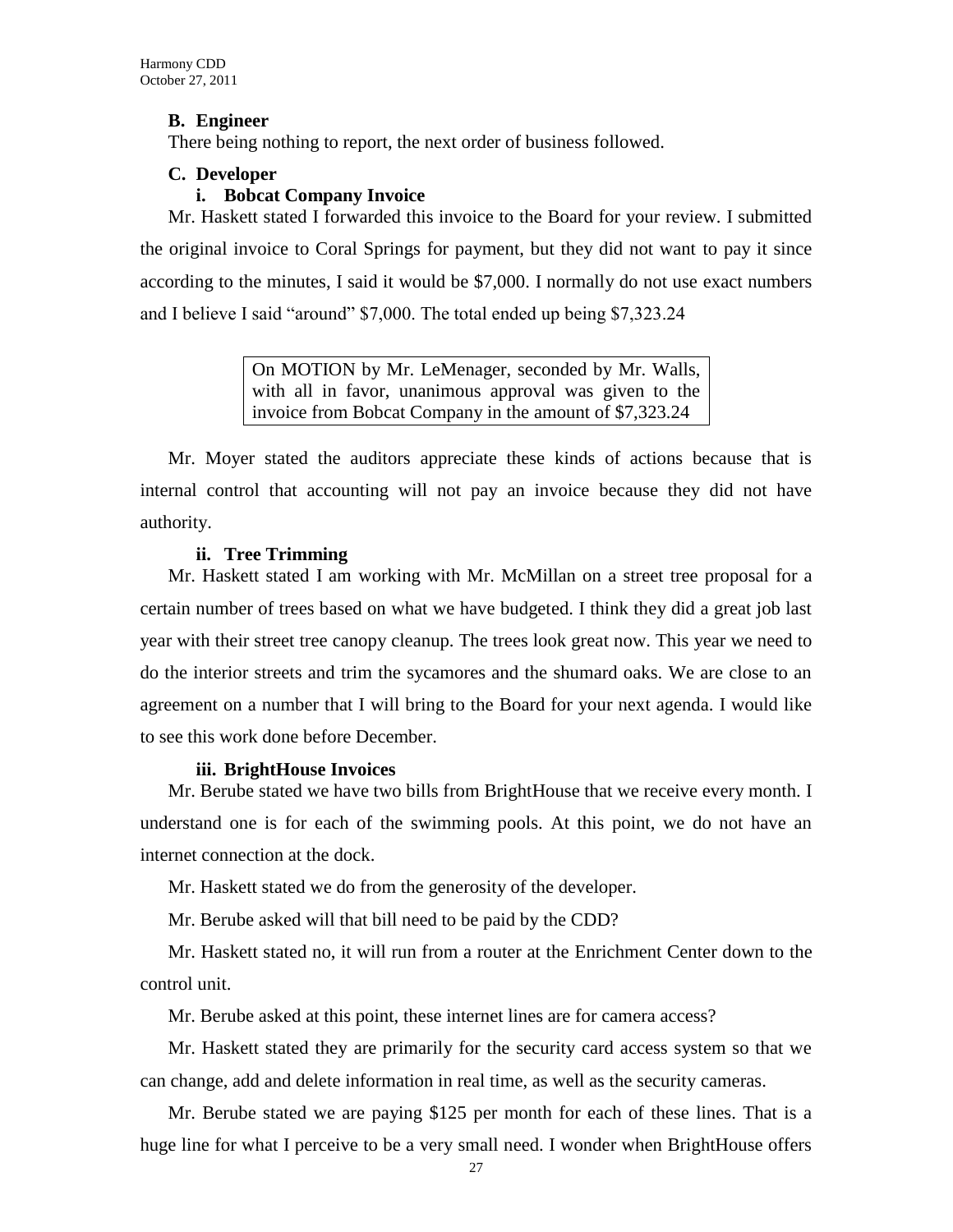**B. Engineer**

There being nothing to report, the next order of business followed.

**C. Developer**

**i. Bobcat Company Invoice**

Mr. Haskett stated I forwarded this invoice to the Board for your review. I submitted the original invoice to Coral Springs for payment, but they did not want to pay it since according to the minutes, I said it would be $7,000. I normally do not use exact numbers and I believe I said "around" $7,000. The total ended up being $7,323.24

> On MOTION by Mr. LeMenager, seconded by Mr. Walls, with all in favor, unanimous approval was given to the invoice from Bobcat Company in the amount of $7,323.24

Mr. Moyer stated the auditors appreciate these kinds of actions because that is internal control that accounting will not pay an invoice because they did not have authority.

**ii. Tree Trimming**

Mr. Haskett stated I am working with Mr. McMillan on a street tree proposal for a certain number of trees based on what we have budgeted. I think they did a great job last year with their street tree canopy cleanup. The trees look great now. This year we need to do the interior streets and trim the sycamores and the shumard oaks. We are close to an agreement on a number that I will bring to the Board for your next agenda. I would like to see this work done before December.

**iii. BrightHouse Invoices**

Mr. Berube stated we have two bills from BrightHouse that we receive every month. I understand one is for each of the swimming pools. At this point, we do not have an internet connection at the dock.

Mr. Haskett stated we do from the generosity of the developer.

Mr. Berube asked will that bill need to be paid by the CDD?

Mr. Haskett stated no, it will run from a router at the Enrichment Center down to the control unit.

Mr. Berube asked at this point, these internet lines are for camera access?

Mr. Haskett stated they are primarily for the security card access system so that we can change, add and delete information in real time, as well as the security cameras.

Mr. Berube stated we are paying $125 per month for each of these lines. That is a huge line for what I perceive to be a very small need. I wonder when BrightHouse offers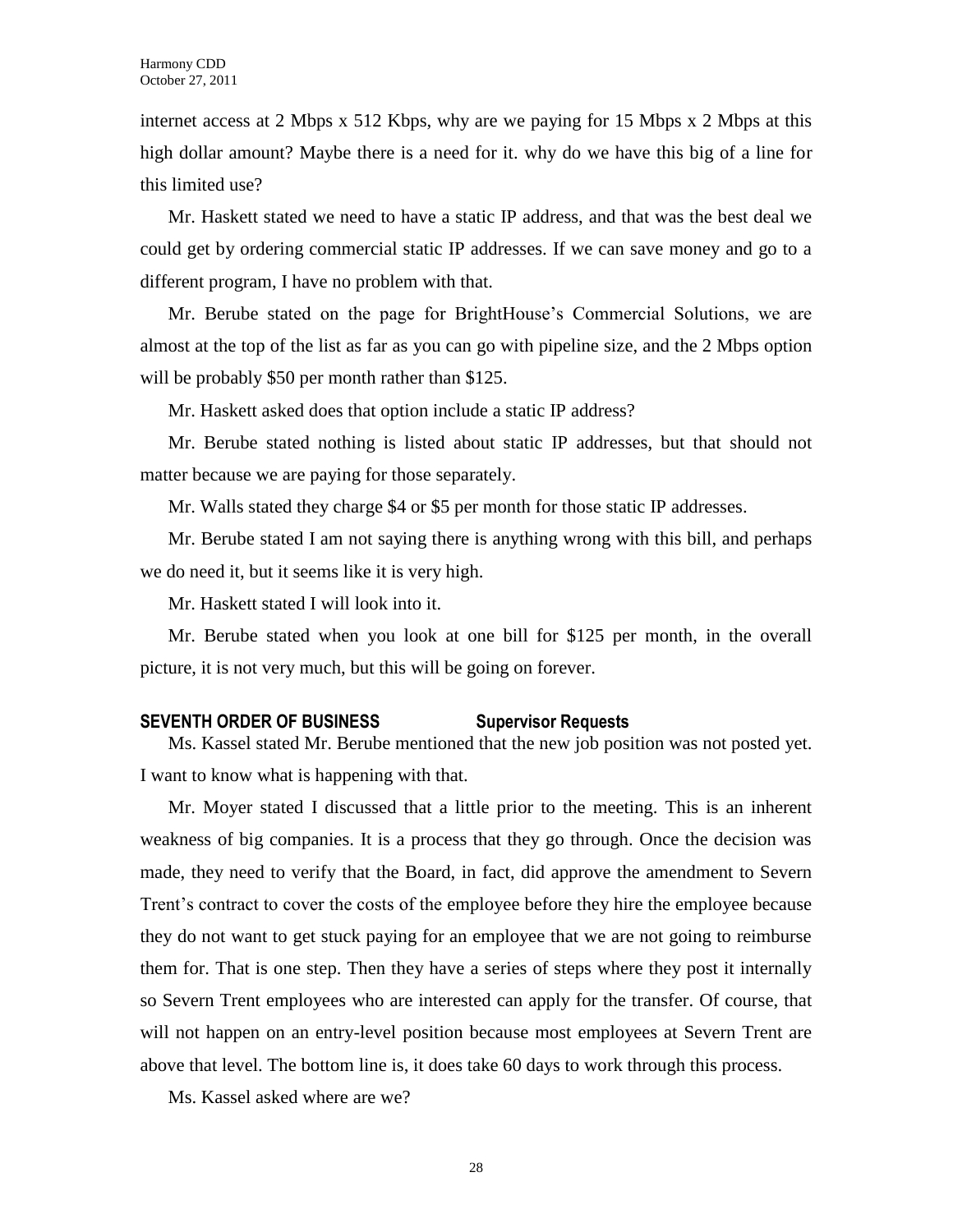internet access at 2 Mbps x 512 Kbps, why are we paying for 15 Mbps x 2 Mbps at this high dollar amount? Maybe there is a need for it. why do we have this big of a line for this limited use?

Mr. Haskett stated we need to have a static IP address, and that was the best deal we could get by ordering commercial static IP addresses. If we can save money and go to a different program, I have no problem with that.

Mr. Berube stated on the page for BrightHouse's Commercial Solutions, we are almost at the top of the list as far as you can go with pipeline size, and the 2 Mbps option will be probably $50 per month rather than $125.

Mr. Haskett asked does that option include a static IP address?

Mr. Berube stated nothing is listed about static IP addresses, but that should not matter because we are paying for those separately.

Mr. Walls stated they charge $4 or $5 per month for those static IP addresses.

Mr. Berube stated I am not saying there is anything wrong with this bill, and perhaps we do need it, but it seems like it is very high.

Mr. Haskett stated I will look into it.

Mr. Berube stated when you look at one bill for $125 per month, in the overall picture, it is not very much, but this will be going on forever.

**SEVENTH ORDER OF BUSINESS Supervisor Requests**

Ms. Kassel stated Mr. Berube mentioned that the new job position was not posted yet. I want to know what is happening with that.

Mr. Moyer stated I discussed that a little prior to the meeting. This is an inherent weakness of big companies. It is a process that they go through. Once the decision was made, they need to verify that the Board, in fact, did approve the amendment to Severn Trent's contract to cover the costs of the employee before they hire the employee because they do not want to get stuck paying for an employee that we are not going to reimburse them for. That is one step. Then they have a series of steps where they post it internally so Severn Trent employees who are interested can apply for the transfer. Of course, that will not happen on an entry-level position because most employees at Severn Trent are above that level. The bottom line is, it does take 60 days to work through this process.

Ms. Kassel asked where are we?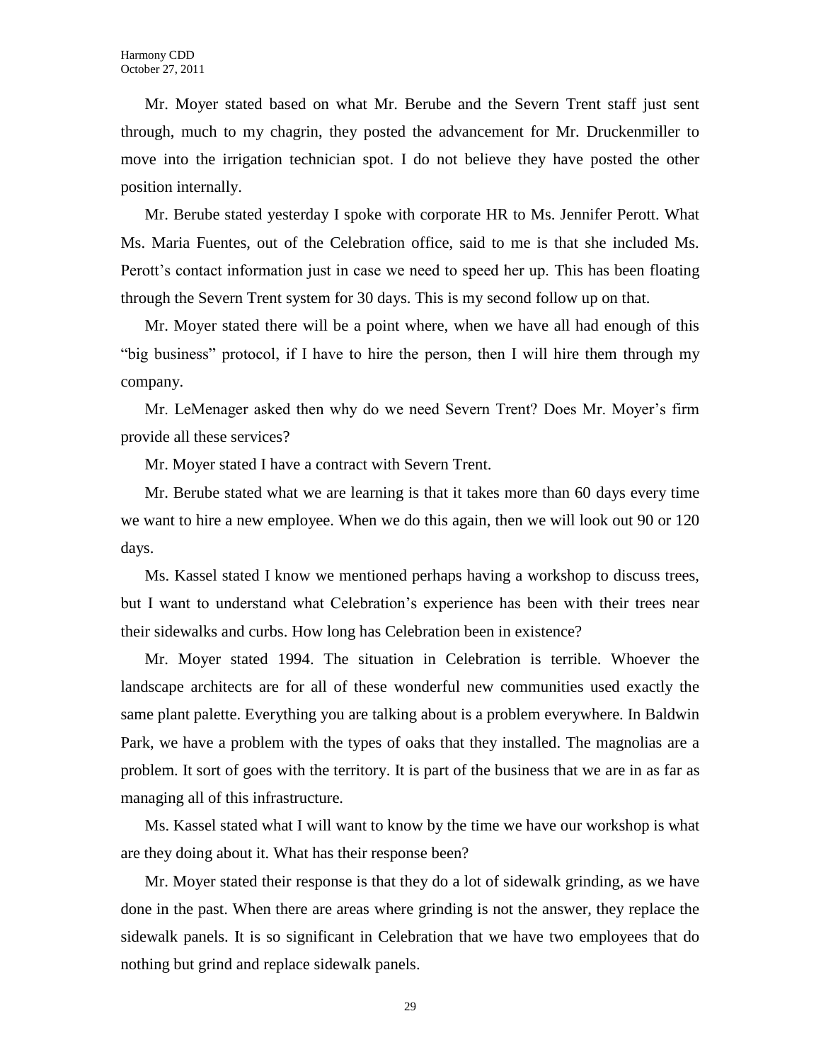Mr. Moyer stated based on what Mr. Berube and the Severn Trent staff just sent through, much to my chagrin, they posted the advancement for Mr. Druckenmiller to move into the irrigation technician spot. I do not believe they have posted the other position internally.

Mr. Berube stated yesterday I spoke with corporate HR to Ms. Jennifer Perott. What Ms. Maria Fuentes, out of the Celebration office, said to me is that she included Ms. Perott's contact information just in case we need to speed her up. This has been floating through the Severn Trent system for 30 days. This is my second follow up on that.

Mr. Moyer stated there will be a point where, when we have all had enough of this "big business" protocol, if I have to hire the person, then I will hire them through my company.

Mr. LeMenager asked then why do we need Severn Trent? Does Mr. Moyer's firm provide all these services?

Mr. Moyer stated I have a contract with Severn Trent.

Mr. Berube stated what we are learning is that it takes more than 60 days every time we want to hire a new employee. When we do this again, then we will look out 90 or 120 days.

Ms. Kassel stated I know we mentioned perhaps having a workshop to discuss trees, but I want to understand what Celebration's experience has been with their trees near their sidewalks and curbs. How long has Celebration been in existence?

Mr. Moyer stated 1994. The situation in Celebration is terrible. Whoever the landscape architects are for all of these wonderful new communities used exactly the same plant palette. Everything you are talking about is a problem everywhere. In Baldwin Park, we have a problem with the types of oaks that they installed. The magnolias are a problem. It sort of goes with the territory. It is part of the business that we are in as far as managing all of this infrastructure.

Ms. Kassel stated what I will want to know by the time we have our workshop is what are they doing about it. What has their response been?

Mr. Moyer stated their response is that they do a lot of sidewalk grinding, as we have done in the past. When there are areas where grinding is not the answer, they replace the sidewalk panels. It is so significant in Celebration that we have two employees that do nothing but grind and replace sidewalk panels.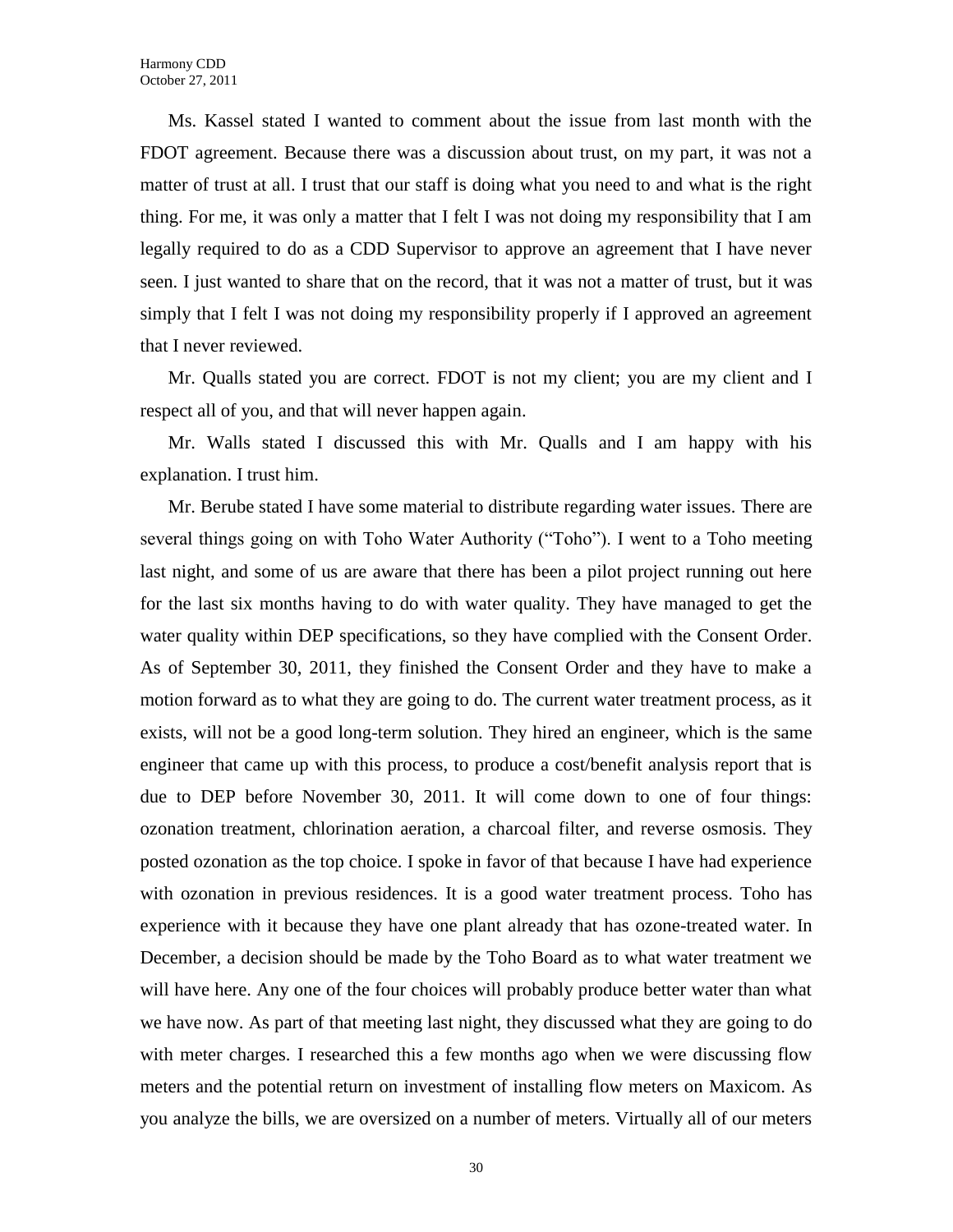Ms. Kassel stated I wanted to comment about the issue from last month with the FDOT agreement. Because there was a discussion about trust, on my part, it was not a matter of trust at all. I trust that our staff is doing what you need to and what is the right thing. For me, it was only a matter that I felt I was not doing my responsibility that I am legally required to do as a CDD Supervisor to approve an agreement that I have never seen. I just wanted to share that on the record, that it was not a matter of trust, but it was simply that I felt I was not doing my responsibility properly if I approved an agreement that I never reviewed.

Mr. Qualls stated you are correct. FDOT is not my client; you are my client and I respect all of you, and that will never happen again.

Mr. Walls stated I discussed this with Mr. Qualls and I am happy with his explanation. I trust him.

Mr. Berube stated I have some material to distribute regarding water issues. There are several things going on with Toho Water Authority ("Toho"). I went to a Toho meeting last night, and some of us are aware that there has been a pilot project running out here for the last six months having to do with water quality. They have managed to get the water quality within DEP specifications, so they have complied with the Consent Order. As of September 30, 2011, they finished the Consent Order and they have to make a motion forward as to what they are going to do. The current water treatment process, as it exists, will not be a good long-term solution. They hired an engineer, which is the same engineer that came up with this process, to produce a cost/benefit analysis report that is due to DEP before November 30, 2011. It will come down to one of four things: ozonation treatment, chlorination aeration, a charcoal filter, and reverse osmosis. They posted ozonation as the top choice. I spoke in favor of that because I have had experience with ozonation in previous residences. It is a good water treatment process. Toho has experience with it because they have one plant already that has ozone-treated water. In December, a decision should be made by the Toho Board as to what water treatment we will have here. Any one of the four choices will probably produce better water than what we have now. As part of that meeting last night, they discussed what they are going to do with meter charges. I researched this a few months ago when we were discussing flow meters and the potential return on investment of installing flow meters on Maxicom. As you analyze the bills, we are oversized on a number of meters. Virtually all of our meters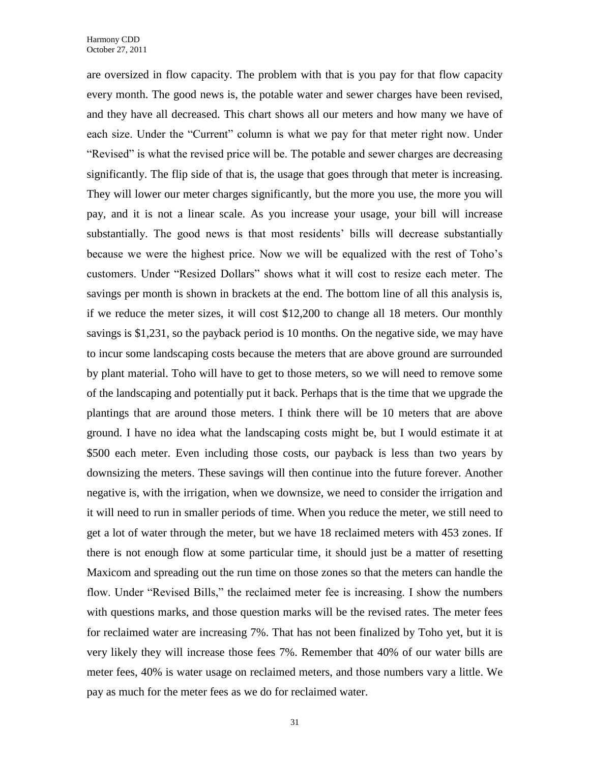are oversized in flow capacity. The problem with that is you pay for that flow capacity every month. The good news is, the potable water and sewer charges have been revised, and they have all decreased. This chart shows all our meters and how many we have of each size. Under the "Current" column is what we pay for that meter right now. Under "Revised" is what the revised price will be. The potable and sewer charges are decreasing significantly. The flip side of that is, the usage that goes through that meter is increasing. They will lower our meter charges significantly, but the more you use, the more you will pay, and it is not a linear scale. As you increase your usage, your bill will increase substantially. The good news is that most residents' bills will decrease substantially because we were the highest price. Now we will be equalized with the rest of Toho's customers. Under "Resized Dollars" shows what it will cost to resize each meter. The savings per month is shown in brackets at the end. The bottom line of all this analysis is, if we reduce the meter sizes, it will cost $12,200 to change all 18 meters. Our monthly savings is $1,231, so the payback period is 10 months. On the negative side, we may have to incur some landscaping costs because the meters that are above ground are surrounded by plant material. Toho will have to get to those meters, so we will need to remove some of the landscaping and potentially put it back. Perhaps that is the time that we upgrade the plantings that are around those meters. I think there will be 10 meters that are above ground. I have no idea what the landscaping costs might be, but I would estimate it at $500 each meter. Even including those costs, our payback is less than two years by downsizing the meters. These savings will then continue into the future forever. Another negative is, with the irrigation, when we downsize, we need to consider the irrigation and it will need to run in smaller periods of time. When you reduce the meter, we still need to get a lot of water through the meter, but we have 18 reclaimed meters with 453 zones. If there is not enough flow at some particular time, it should just be a matter of resetting Maxicom and spreading out the run time on those zones so that the meters can handle the flow. Under "Revised Bills," the reclaimed meter fee is increasing. I show the numbers with questions marks, and those question marks will be the revised rates. The meter fees for reclaimed water are increasing 7%. That has not been finalized by Toho yet, but it is very likely they will increase those fees 7%. Remember that 40% of our water bills are meter fees, 40% is water usage on reclaimed meters, and those numbers vary a little. We pay as much for the meter fees as we do for reclaimed water.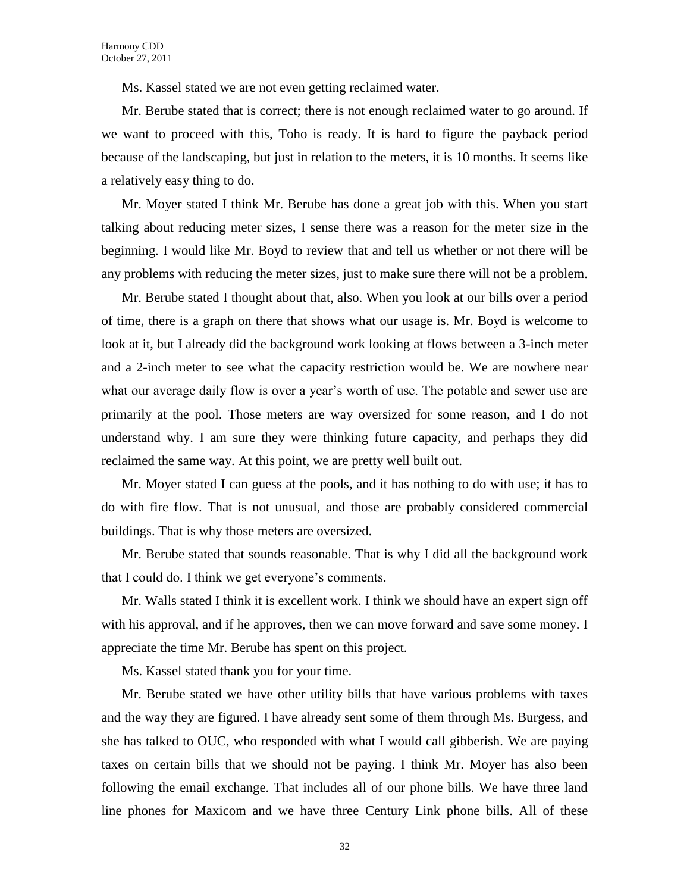Ms. Kassel stated we are not even getting reclaimed water.

Mr. Berube stated that is correct; there is not enough reclaimed water to go around. If we want to proceed with this, Toho is ready. It is hard to figure the payback period because of the landscaping, but just in relation to the meters, it is 10 months. It seems like a relatively easy thing to do.

Mr. Moyer stated I think Mr. Berube has done a great job with this. When you start talking about reducing meter sizes, I sense there was a reason for the meter size in the beginning. I would like Mr. Boyd to review that and tell us whether or not there will be any problems with reducing the meter sizes, just to make sure there will not be a problem.

Mr. Berube stated I thought about that, also. When you look at our bills over a period of time, there is a graph on there that shows what our usage is. Mr. Boyd is welcome to look at it, but I already did the background work looking at flows between a 3-inch meter and a 2-inch meter to see what the capacity restriction would be. We are nowhere near what our average daily flow is over a year's worth of use. The potable and sewer use are primarily at the pool. Those meters are way oversized for some reason, and I do not understand why. I am sure they were thinking future capacity, and perhaps they did reclaimed the same way. At this point, we are pretty well built out.

Mr. Moyer stated I can guess at the pools, and it has nothing to do with use; it has to do with fire flow. That is not unusual, and those are probably considered commercial buildings. That is why those meters are oversized.

Mr. Berube stated that sounds reasonable. That is why I did all the background work that I could do. I think we get everyone's comments.

Mr. Walls stated I think it is excellent work. I think we should have an expert sign off with his approval, and if he approves, then we can move forward and save some money. I appreciate the time Mr. Berube has spent on this project.

Ms. Kassel stated thank you for your time.

Mr. Berube stated we have other utility bills that have various problems with taxes and the way they are figured. I have already sent some of them through Ms. Burgess, and she has talked to OUC, who responded with what I would call gibberish. We are paying taxes on certain bills that we should not be paying. I think Mr. Moyer has also been following the email exchange. That includes all of our phone bills. We have three land line phones for Maxicom and we have three Century Link phone bills. All of these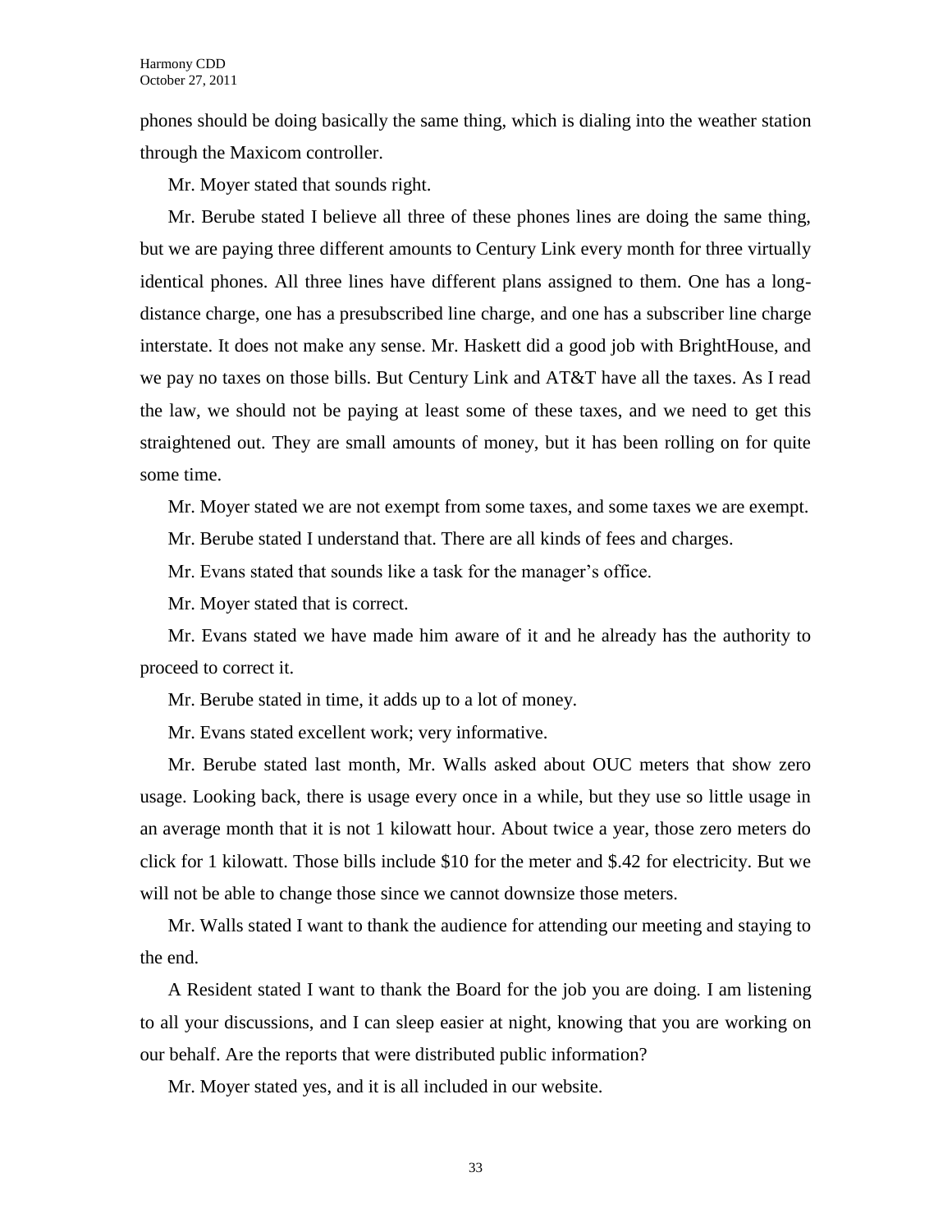phones should be doing basically the same thing, which is dialing into the weather station through the Maxicom controller.

Mr. Moyer stated that sounds right.

Mr. Berube stated I believe all three of these phones lines are doing the same thing, but we are paying three different amounts to Century Link every month for three virtually identical phones. All three lines have different plans assigned to them. One has a long-distance charge, one has a presubscribed line charge, and one has a subscriber line charge interstate. It does not make any sense. Mr. Haskett did a good job with BrightHouse, and we pay no taxes on those bills. But Century Link and AT&T have all the taxes. As I read the law, we should not be paying at least some of these taxes, and we need to get this straightened out. They are small amounts of money, but it has been rolling on for quite some time.

Mr. Moyer stated we are not exempt from some taxes, and some taxes we are exempt.

Mr. Berube stated I understand that. There are all kinds of fees and charges.

Mr. Evans stated that sounds like a task for the manager's office.

Mr. Moyer stated that is correct.

Mr. Evans stated we have made him aware of it and he already has the authority to proceed to correct it.

Mr. Berube stated in time, it adds up to a lot of money.

Mr. Evans stated excellent work; very informative.

Mr. Berube stated last month, Mr. Walls asked about OUC meters that show zero usage. Looking back, there is usage every once in a while, but they use so little usage in an average month that it is not 1 kilowatt hour. About twice a year, those zero meters do click for 1 kilowatt. Those bills include $10 for the meter and $.42 for electricity. But we will not be able to change those since we cannot downsize those meters.

Mr. Walls stated I want to thank the audience for attending our meeting and staying to the end.

A Resident stated I want to thank the Board for the job you are doing. I am listening to all your discussions, and I can sleep easier at night, knowing that you are working on our behalf. Are the reports that were distributed public information?

Mr. Moyer stated yes, and it is all included in our website.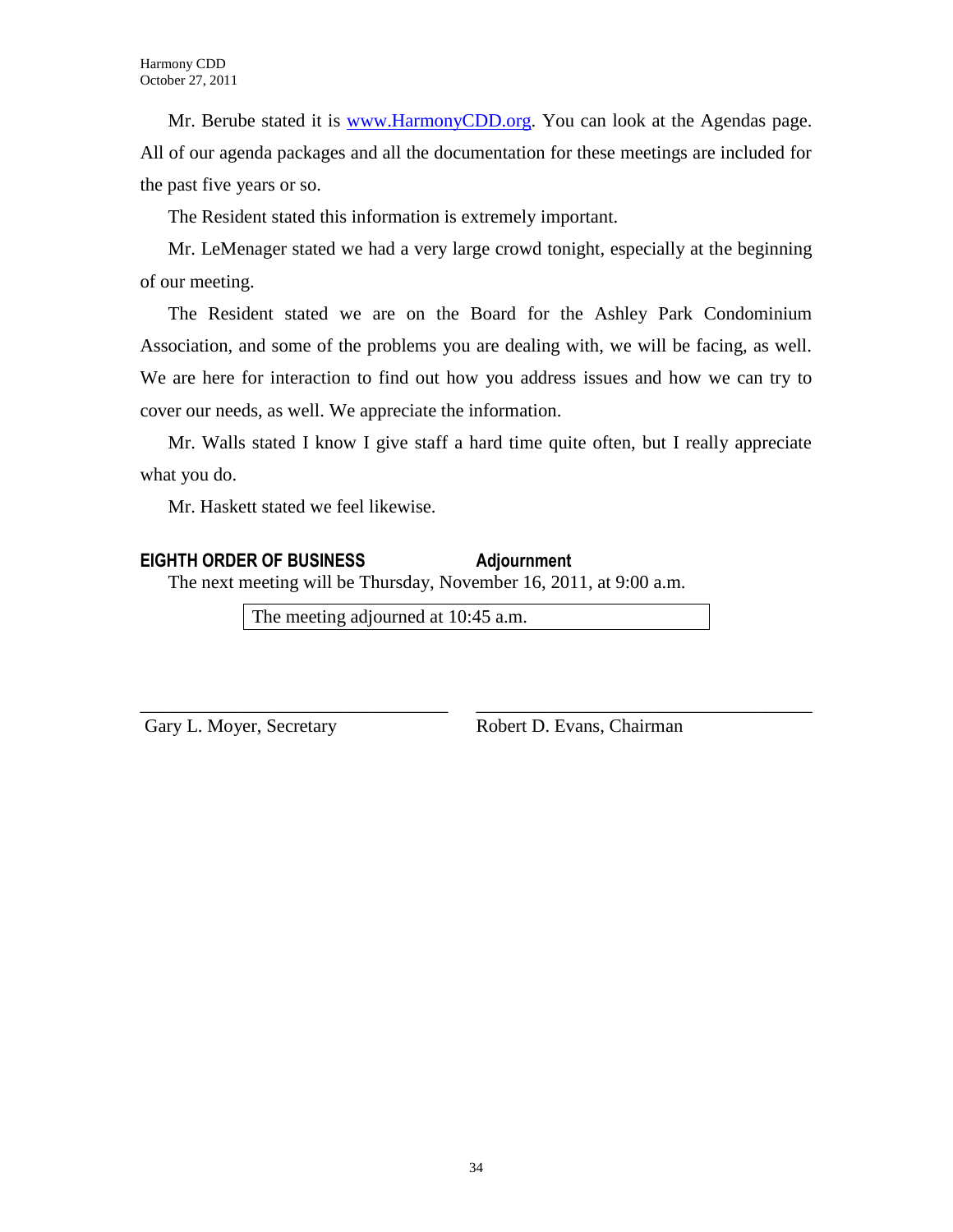Mr. Berube stated it is www.HarmonyCDD.org. You can look at the Agendas page. All of our agenda packages and all the documentation for these meetings are included for the past five years or so.

The Resident stated this information is extremely important.

Mr. LeMenager stated we had a very large crowd tonight, especially at the beginning of our meeting.

The Resident stated we are on the Board for the Ashley Park Condominium Association, and some of the problems you are dealing with, we will be facing, as well. We are here for interaction to find out how you address issues and how we can try to cover our needs, as well. We appreciate the information.

Mr. Walls stated I know I give staff a hard time quite often, but I really appreciate what you do.

Mr. Haskett stated we feel likewise.

**EIGHTH ORDER OF BUSINESS Adjournment**

The next meeting will be Thursday, November 16, 2011, at 9:00 a.m.

The meeting adjourned at 10:45 a.m.

\_\_\_\_\_\_\_\_\_\_\_\_\_\_\_\_\_\_\_\_\_\_\_\_\_\_\_\_\_\_\_\_\_\_
Gary L. Moyer, Secretary

\_\_\_\_\_\_\_\_\_\_\_\_\_\_\_\_\_\_\_\_\_\_\_\_\_\_\_\_\_\_\_\_\_\_
Robert D. Evans, Chairman